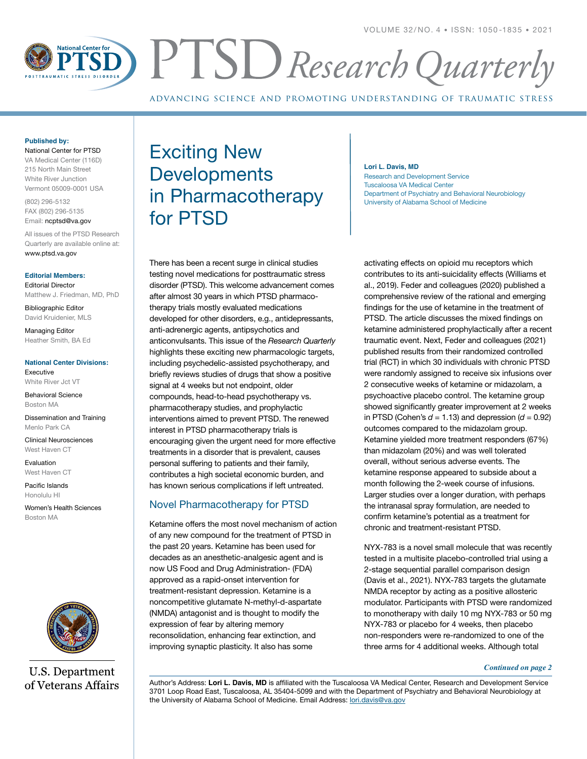# Exciting New Developments in Pharmacotherapy for PTSD

**Lori L. Davis, MD**
Research and Development Service
Tuscaloosa VA Medical Center
Department of Psychiatry and Behavioral Neurobiology
University of Alabama School of Medicine

There has been a recent surge in clinical studies testing novel medications for posttraumatic stress disorder (PTSD). This welcome advancement comes after almost 30 years in which PTSD pharmacotherapy trials mostly evaluated medications developed for other disorders, e.g., antidepressants, anti-adrenergic agents, antipsychotics and anticonvulsants. This issue of the *Research Quarterly* highlights these exciting new pharmacologic targets, including psychedelic-assisted psychotherapy, and briefly reviews studies of drugs that show a positive signal at 4 weeks but not endpoint, older compounds, head-to-head psychotherapy vs. pharmacotherapy studies, and prophylactic interventions aimed to prevent PTSD. The renewed interest in PTSD pharmacotherapy trials is encouraging given the urgent need for more effective treatments in a disorder that is prevalent, causes personal suffering to patients and their family, contributes a high societal economic burden, and has known serious complications if left untreated.

## Novel Pharmacotherapy for PTSD

Ketamine offers the most novel mechanism of action of any new compound for the treatment of PTSD in the past 20 years. Ketamine has been used for decades as an anesthetic-analgesic agent and is now US Food and Drug Administration- (FDA) approved as a rapid-onset intervention for treatment-resistant depression. Ketamine is a noncompetitive glutamate N-methyl-d-aspartate (NMDA) antagonist and is thought to modify the expression of fear by altering memory reconsolidation, enhancing fear extinction, and improving synaptic plasticity. It also has some activating effects on opioid mu receptors which contributes to its anti-suicidality effects (Williams et al., 2019). Feder and colleagues (2020) published a comprehensive review of the rational and emerging findings for the use of ketamine in the treatment of PTSD. The article discusses the mixed findings on ketamine administered prophylactically after a recent traumatic event. Next, Feder and colleagues (2021) published results from their randomized controlled trial (RCT) in which 30 individuals with chronic PTSD were randomly assigned to receive six infusions over 2 consecutive weeks of ketamine or midazolam, a psychoactive placebo control. The ketamine group showed significantly greater improvement at 2 weeks in PTSD (Cohen's $d = 1.13$) and depression ($d = 0.92$) outcomes compared to the midazolam group. Ketamine yielded more treatment responders (67%) than midazolam (20%) and was well tolerated overall, without serious adverse events. The ketamine response appeared to subside about a month following the 2-week course of infusions. Larger studies over a longer duration, with perhaps the intranasal spray formulation, are needed to confirm ketamine's potential as a treatment for chronic and treatment-resistant PTSD.

NYX-783 is a novel small molecule that was recently tested in a multisite placebo-controlled trial using a 2-stage sequential parallel comparison design (Davis et al., 2021). NYX-783 targets the glutamate NMDA receptor by acting as a positive allosteric modulator. Participants with PTSD were randomized to monotherapy with daily 10 mg NYX-783 or 50 mg NYX-783 or placebo for 4 weeks, then placebo non-responders were re-randomized to one of the three arms for 4 additional weeks. Although total

*Continued on page 2*

Author's Address: **Lori L. Davis, MD** is affiliated with the Tuscaloosa VA Medical Center, Research and Development Service 3701 Loop Road East, Tuscaloosa, AL 35404-5099 and with the Department of Psychiatry and Behavioral Neurobiology at the University of Alabama School of Medicine. Email Address: lori.davis@va.gov

**Published by:**
National Center for PTSD
VA Medical Center (116D)
215 North Main Street
White River Junction
Vermont 05009-0001 USA

(802) 296-5132
FAX (802) 296-5135
Email: ncptsd@va.gov

All issues of the PTSD Research Quarterly are available online at: www.ptsd.va.gov

**Editorial Members:**
Editorial Director
Matthew J. Friedman, MD, PhD

Bibliographic Editor
David Kruidenier, MLS

Managing Editor
Heather Smith, BA Ed

**National Center Divisions:**
Executive
White River Jct VT

Behavioral Science
Boston MA

Dissemination and Training
Menlo Park CA

Clinical Neurosciences
West Haven CT

Evaluation
West Haven CT

Pacific Islands
Honolulu HI

Women's Health Sciences
Boston MA

U.S. Department of Veterans Affairs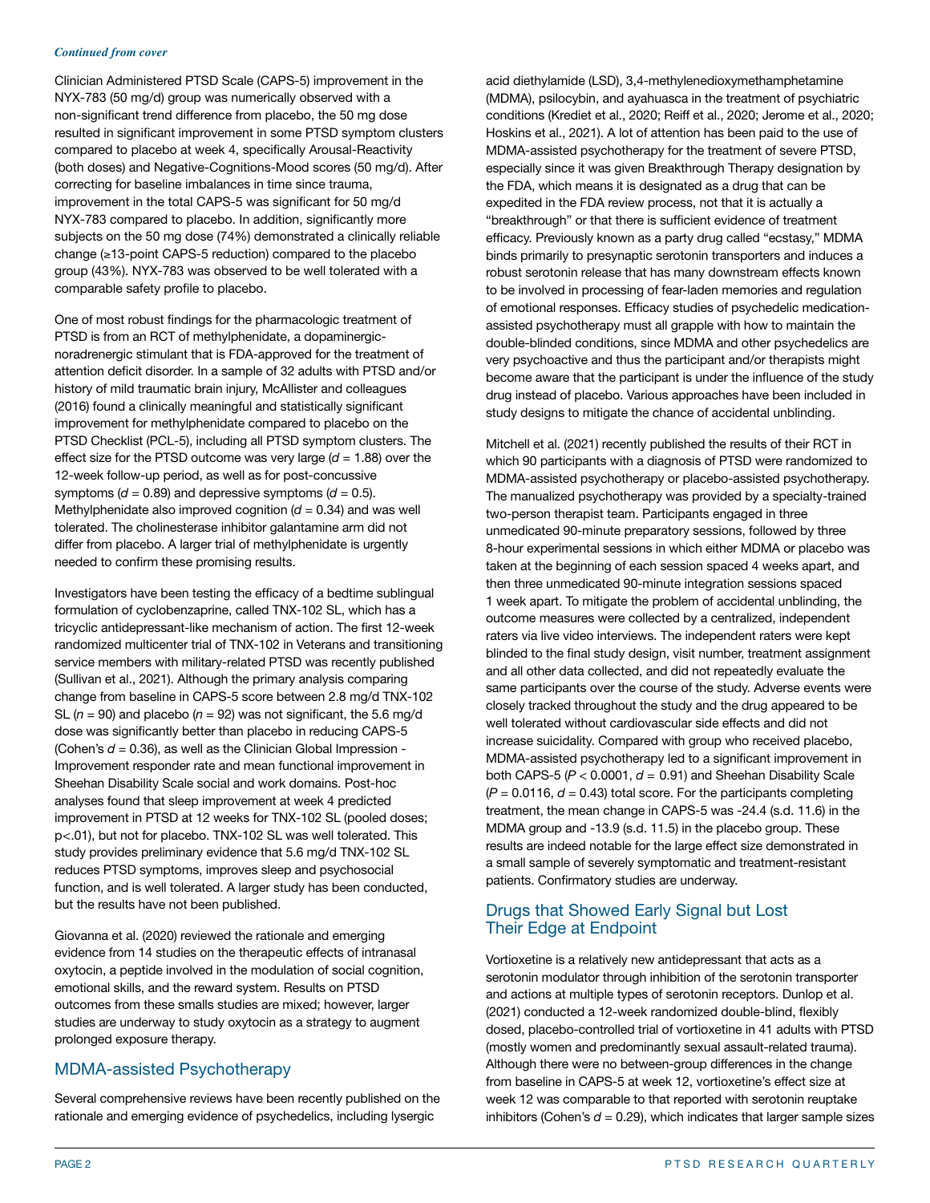*Continued from cover*

Clinician Administered PTSD Scale (CAPS-5) improvement in the NYX-783 (50 mg/d) group was numerically observed with a non-significant trend difference from placebo, the 50 mg dose resulted in significant improvement in some PTSD symptom clusters compared to placebo at week 4, specifically Arousal-Reactivity (both doses) and Negative-Cognitions-Mood scores (50 mg/d). After correcting for baseline imbalances in time since trauma, improvement in the total CAPS-5 was significant for 50 mg/d NYX-783 compared to placebo. In addition, significantly more subjects on the 50 mg dose (74%) demonstrated a clinically reliable change (≥13-point CAPS-5 reduction) compared to the placebo group (43%). NYX-783 was observed to be well tolerated with a comparable safety profile to placebo.

One of most robust findings for the pharmacologic treatment of PTSD is from an RCT of methylphenidate, a dopaminergic-noradrenergic stimulant that is FDA-approved for the treatment of attention deficit disorder. In a sample of 32 adults with PTSD and/or history of mild traumatic brain injury, McAllister and colleagues (2016) found a clinically meaningful and statistically significant improvement for methylphenidate compared to placebo on the PTSD Checklist (PCL-5), including all PTSD symptom clusters. The effect size for the PTSD outcome was very large ($d = 1.88$) over the 12-week follow-up period, as well as for post-concussive symptoms ($d = 0.89$) and depressive symptoms ($d = 0.5$). Methylphenidate also improved cognition ($d = 0.34$) and was well tolerated. The cholinesterase inhibitor galantamine arm did not differ from placebo. A larger trial of methylphenidate is urgently needed to confirm these promising results.

Investigators have been testing the efficacy of a bedtime sublingual formulation of cyclobenzaprine, called TNX-102 SL, which has a tricyclic antidepressant-like mechanism of action. The first 12-week randomized multicenter trial of TNX-102 in Veterans and transitioning service members with military-related PTSD was recently published (Sullivan et al., 2021). Although the primary analysis comparing change from baseline in CAPS-5 score between 2.8 mg/d TNX-102 SL ($n = 90$) and placebo ($n = 92$) was not significant, the 5.6 mg/d dose was significantly better than placebo in reducing CAPS-5 (Cohen's $d = 0.36$), as well as the Clinician Global Impression - Improvement responder rate and mean functional improvement in Sheehan Disability Scale social and work domains. Post-hoc analyses found that sleep improvement at week 4 predicted improvement in PTSD at 12 weeks for TNX-102 SL (pooled doses; $p<.01$), but not for placebo. TNX-102 SL was well tolerated. This study provides preliminary evidence that 5.6 mg/d TNX-102 SL reduces PTSD symptoms, improves sleep and psychosocial function, and is well tolerated. A larger study has been conducted, but the results have not been published.

Giovanna et al. (2020) reviewed the rationale and emerging evidence from 14 studies on the therapeutic effects of intranasal oxytocin, a peptide involved in the modulation of social cognition, emotional skills, and the reward system. Results on PTSD outcomes from these smalls studies are mixed; however, larger studies are underway to study oxytocin as a strategy to augment prolonged exposure therapy.

## MDMA-assisted Psychotherapy

Several comprehensive reviews have been recently published on the rationale and emerging evidence of psychedelics, including lysergic acid diethylamide (LSD), 3,4-methylenedioxymethamphetamine (MDMA), psilocybin, and ayahuasca in the treatment of psychiatric conditions (Krediet et al., 2020; Reiff et al., 2020; Jerome et al., 2020; Hoskins et al., 2021). A lot of attention has been paid to the use of MDMA-assisted psychotherapy for the treatment of severe PTSD, especially since it was given Breakthrough Therapy designation by the FDA, which means it is designated as a drug that can be expedited in the FDA review process, not that it is actually a "breakthrough" or that there is sufficient evidence of treatment efficacy. Previously known as a party drug called "ecstasy," MDMA binds primarily to presynaptic serotonin transporters and induces a robust serotonin release that has many downstream effects known to be involved in processing of fear-laden memories and regulation of emotional responses. Efficacy studies of psychedelic medication-assisted psychotherapy must all grapple with how to maintain the double-blinded conditions, since MDMA and other psychedelics are very psychoactive and thus the participant and/or therapists might become aware that the participant is under the influence of the study drug instead of placebo. Various approaches have been included in study designs to mitigate the chance of accidental unblinding.

Mitchell et al. (2021) recently published the results of their RCT in which 90 participants with a diagnosis of PTSD were randomized to MDMA-assisted psychotherapy or placebo-assisted psychotherapy. The manualized psychotherapy was provided by a specialty-trained two-person therapist team. Participants engaged in three unmedicated 90-minute preparatory sessions, followed by three 8-hour experimental sessions in which either MDMA or placebo was taken at the beginning of each session spaced 4 weeks apart, and then three unmedicated 90-minute integration sessions spaced 1 week apart. To mitigate the problem of accidental unblinding, the outcome measures were collected by a centralized, independent raters via live video interviews. The independent raters were kept blinded to the final study design, visit number, treatment assignment and all other data collected, and did not repeatedly evaluate the same participants over the course of the study. Adverse events were closely tracked throughout the study and the drug appeared to be well tolerated without cardiovascular side effects and did not increase suicidality. Compared with group who received placebo, MDMA-assisted psychotherapy led to a significant improvement in both CAPS-5 ($P < 0.0001$, $d = 0.91$) and Sheehan Disability Scale ($P = 0.0116$, $d = 0.43$) total score. For the participants completing treatment, the mean change in CAPS-5 was -24.4 (s.d. 11.6) in the MDMA group and -13.9 (s.d. 11.5) in the placebo group. These results are indeed notable for the large effect size demonstrated in a small sample of severely symptomatic and treatment-resistant patients. Confirmatory studies are underway.

## Drugs that Showed Early Signal but Lost Their Edge at Endpoint

Vortioxetine is a relatively new antidepressant that acts as a serotonin modulator through inhibition of the serotonin transporter and actions at multiple types of serotonin receptors. Dunlop et al. (2021) conducted a 12-week randomized double-blind, flexibly dosed, placebo-controlled trial of vortioxetine in 41 adults with PTSD (mostly women and predominantly sexual assault-related trauma). Although there were no between-group differences in the change from baseline in CAPS-5 at week 12, vortioxetine's effect size at week 12 was comparable to that reported with serotonin reuptake inhibitors (Cohen's $d = 0.29$), which indicates that larger sample sizes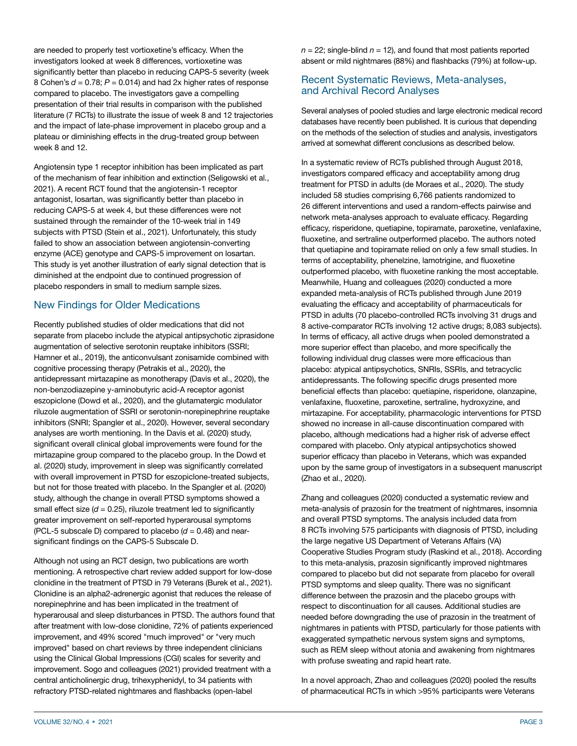are needed to properly test vortioxetine's efficacy. When the investigators looked at week 8 differences, vortioxetine was significantly better than placebo in reducing CAPS-5 severity (week 8 Cohen's $d = 0.78$; $P = 0.014$) and had 2x higher rates of response compared to placebo. The investigators gave a compelling presentation of their trial results in comparison with the published literature (7 RCTs) to illustrate the issue of week 8 and 12 trajectories and the impact of late-phase improvement in placebo group and a plateau or diminishing effects in the drug-treated group between week 8 and 12.

Angiotensin type 1 receptor inhibition has been implicated as part of the mechanism of fear inhibition and extinction (Seligowski et al., 2021). A recent RCT found that the angiotensin-1 receptor antagonist, losartan, was significantly better than placebo in reducing CAPS-5 at week 4, but these differences were not sustained through the remainder of the 10-week trial in 149 subjects with PTSD (Stein et al., 2021). Unfortunately, this study failed to show an association between angiotensin-converting enzyme (ACE) genotype and CAPS-5 improvement on losartan. This study is yet another illustration of early signal detection that is diminished at the endpoint due to continued progression of placebo responders in small to medium sample sizes.

## New Findings for Older Medications

Recently published studies of older medications that did not separate from placebo include the atypical antipsychotic ziprasidone augmentation of selective serotonin reuptake inhibitors (SSRI; Hamner et al., 2019), the anticonvulsant zonisamide combined with cognitive processing therapy (Petrakis et al., 2020), the antidepressant mirtazapine as monotherapy (Davis et al., 2020), the non-benzodiazepine y-aminobutyric acid-A receptor agonist eszopiclone (Dowd et al., 2020), and the glutamatergic modulator riluzole augmentation of SSRI or serotonin-norepinephrine reuptake inhibitors (SNRI; Spangler et al., 2020). However, several secondary analyses are worth mentioning. In the Davis et al. (2020) study, significant overall clinical global improvements were found for the mirtazapine group compared to the placebo group. In the Dowd et al. (2020) study, improvement in sleep was significantly correlated with overall improvement in PTSD for eszopiclone-treated subjects, but not for those treated with placebo. In the Spangler et al. (2020) study, although the change in overall PTSD symptoms showed a small effect size ($d = 0.25$), riluzole treatment led to significantly greater improvement on self-reported hyperarousal symptoms (PCL-5 subscale D) compared to placebo ($d = 0.48$) and near-significant findings on the CAPS-5 Subscale D.

Although not using an RCT design, two publications are worth mentioning. A retrospective chart review added support for low-dose clonidine in the treatment of PTSD in 79 Veterans (Burek et al., 2021). Clonidine is an alpha2-adrenergic agonist that reduces the release of norepinephrine and has been implicated in the treatment of hyperarousal and sleep disturbances in PTSD. The authors found that after treatment with low-dose clonidine, 72% of patients experienced improvement, and 49% scored "much improved" or "very much improved" based on chart reviews by three independent clinicians using the Clinical Global Impressions (CGI) scales for severity and improvement. Sogo and colleagues (2021) provided treatment with a central anticholinergic drug, trihexyphenidyl, to 34 patients with refractory PTSD-related nightmares and flashbacks (open-label $n = 22$; single-blind $n = 12$), and found that most patients reported absent or mild nightmares (88%) and flashbacks (79%) at follow-up.

## Recent Systematic Reviews, Meta-analyses, and Archival Record Analyses

Several analyses of pooled studies and large electronic medical record databases have recently been published. It is curious that depending on the methods of the selection of studies and analysis, investigators arrived at somewhat different conclusions as described below.

In a systematic review of RCTs published through August 2018, investigators compared efficacy and acceptability among drug treatment for PTSD in adults (de Moraes et al., 2020). The study included 58 studies comprising 6,766 patients randomized to 26 different interventions and used a random-effects pairwise and network meta-analyses approach to evaluate efficacy. Regarding efficacy, risperidone, quetiapine, topiramate, paroxetine, venlafaxine, fluoxetine, and sertraline outperformed placebo. The authors noted that quetiapine and topiramate relied on only a few small studies. In terms of acceptability, phenelzine, lamotrigine, and fluoxetine outperformed placebo, with fluoxetine ranking the most acceptable. Meanwhile, Huang and colleagues (2020) conducted a more expanded meta-analysis of RCTs published through June 2019 evaluating the efficacy and acceptability of pharmaceuticals for PTSD in adults (70 placebo-controlled RCTs involving 31 drugs and 8 active-comparator RCTs involving 12 active drugs; 8,083 subjects). In terms of efficacy, all active drugs when pooled demonstrated a more superior effect than placebo, and more specifically the following individual drug classes were more efficacious than placebo: atypical antipsychotics, SNRIs, SSRIs, and tetracyclic antidepressants. The following specific drugs presented more beneficial effects than placebo: quetiapine, risperidone, olanzapine, venlafaxine, fluoxetine, paroxetine, sertraline, hydroxyzine, and mirtazapine. For acceptability, pharmacologic interventions for PTSD showed no increase in all-cause discontinuation compared with placebo, although medications had a higher risk of adverse effect compared with placebo. Only atypical antipsychotics showed superior efficacy than placebo in Veterans, which was expanded upon by the same group of investigators in a subsequent manuscript (Zhao et al., 2020).

Zhang and colleagues (2020) conducted a systematic review and meta-analysis of prazosin for the treatment of nightmares, insomnia and overall PTSD symptoms. The analysis included data from 8 RCTs involving 575 participants with diagnosis of PTSD, including the large negative US Department of Veterans Affairs (VA) Cooperative Studies Program study (Raskind et al., 2018). According to this meta-analysis, prazosin significantly improved nightmares compared to placebo but did not separate from placebo for overall PTSD symptoms and sleep quality. There was no significant difference between the prazosin and the placebo groups with respect to discontinuation for all causes. Additional studies are needed before downgrading the use of prazosin in the treatment of nightmares in patients with PTSD, particularly for those patients with exaggerated sympathetic nervous system signs and symptoms, such as REM sleep without atonia and awakening from nightmares with profuse sweating and rapid heart rate.

In a novel approach, Zhao and colleagues (2020) pooled the results of pharmaceutical RCTs in which >95% participants were Veterans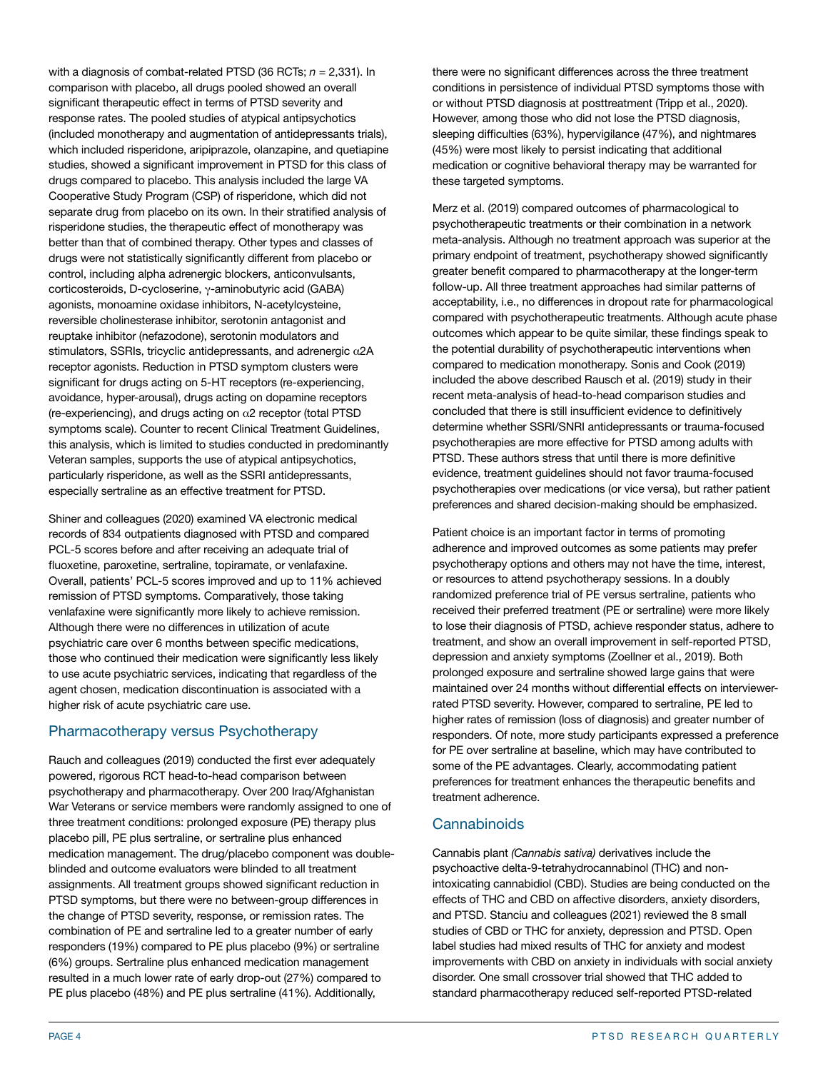with a diagnosis of combat-related PTSD (36 RCTs; *n* = 2,331). In comparison with placebo, all drugs pooled showed an overall significant therapeutic effect in terms of PTSD severity and response rates. The pooled studies of atypical antipsychotics (included monotherapy and augmentation of antidepressants trials), which included risperidone, aripiprazole, olanzapine, and quetiapine studies, showed a significant improvement in PTSD for this class of drugs compared to placebo. This analysis included the large VA Cooperative Study Program (CSP) of risperidone, which did not separate drug from placebo on its own. In their stratified analysis of risperidone studies, the therapeutic effect of monotherapy was better than that of combined therapy. Other types and classes of drugs were not statistically significantly different from placebo or control, including alpha adrenergic blockers, anticonvulsants, corticosteroids, D-cycloserine, γ-aminobutyric acid (GABA) agonists, monoamine oxidase inhibitors, N-acetylcysteine, reversible cholinesterase inhibitor, serotonin antagonist and reuptake inhibitor (nefazodone), serotonin modulators and stimulators, SSRIs, tricyclic antidepressants, and adrenergic α2A receptor agonists. Reduction in PTSD symptom clusters were significant for drugs acting on 5-HT receptors (re-experiencing, avoidance, hyper-arousal), drugs acting on dopamine receptors (re-experiencing), and drugs acting on α2 receptor (total PTSD symptoms scale). Counter to recent Clinical Treatment Guidelines, this analysis, which is limited to studies conducted in predominantly Veteran samples, supports the use of atypical antipsychotics, particularly risperidone, as well as the SSRI antidepressants, especially sertraline as an effective treatment for PTSD.

Shiner and colleagues (2020) examined VA electronic medical records of 834 outpatients diagnosed with PTSD and compared PCL-5 scores before and after receiving an adequate trial of fluoxetine, paroxetine, sertraline, topiramate, or venlafaxine. Overall, patients' PCL-5 scores improved and up to 11% achieved remission of PTSD symptoms. Comparatively, those taking venlafaxine were significantly more likely to achieve remission. Although there were no differences in utilization of acute psychiatric care over 6 months between specific medications, those who continued their medication were significantly less likely to use acute psychiatric services, indicating that regardless of the agent chosen, medication discontinuation is associated with a higher risk of acute psychiatric care use.

## Pharmacotherapy versus Psychotherapy

Rauch and colleagues (2019) conducted the first ever adequately powered, rigorous RCT head-to-head comparison between psychotherapy and pharmacotherapy. Over 200 Iraq/Afghanistan War Veterans or service members were randomly assigned to one of three treatment conditions: prolonged exposure (PE) therapy plus placebo pill, PE plus sertraline, or sertraline plus enhanced medication management. The drug/placebo component was double-blinded and outcome evaluators were blinded to all treatment assignments. All treatment groups showed significant reduction in PTSD symptoms, but there were no between-group differences in the change of PTSD severity, response, or remission rates. The combination of PE and sertraline led to a greater number of early responders (19%) compared to PE plus placebo (9%) or sertraline (6%) groups. Sertraline plus enhanced medication management resulted in a much lower rate of early drop-out (27%) compared to PE plus placebo (48%) and PE plus sertraline (41%). Additionally, there were no significant differences across the three treatment conditions in persistence of individual PTSD symptoms those with or without PTSD diagnosis at posttreatment (Tripp et al., 2020). However, among those who did not lose the PTSD diagnosis, sleeping difficulties (63%), hypervigilance (47%), and nightmares (45%) were most likely to persist indicating that additional medication or cognitive behavioral therapy may be warranted for these targeted symptoms.

Merz et al. (2019) compared outcomes of pharmacological to psychotherapeutic treatments or their combination in a network meta-analysis. Although no treatment approach was superior at the primary endpoint of treatment, psychotherapy showed significantly greater benefit compared to pharmacotherapy at the longer-term follow-up. All three treatment approaches had similar patterns of acceptability, i.e., no differences in dropout rate for pharmacological compared with psychotherapeutic treatments. Although acute phase outcomes which appear to be quite similar, these findings speak to the potential durability of psychotherapeutic interventions when compared to medication monotherapy. Sonis and Cook (2019) included the above described Rausch et al. (2019) study in their recent meta-analysis of head-to-head comparison studies and concluded that there is still insufficient evidence to definitively determine whether SSRI/SNRI antidepressants or trauma-focused psychotherapies are more effective for PTSD among adults with PTSD. These authors stress that until there is more definitive evidence, treatment guidelines should not favor trauma-focused psychotherapies over medications (or vice versa), but rather patient preferences and shared decision-making should be emphasized.

Patient choice is an important factor in terms of promoting adherence and improved outcomes as some patients may prefer psychotherapy options and others may not have the time, interest, or resources to attend psychotherapy sessions. In a doubly randomized preference trial of PE versus sertraline, patients who received their preferred treatment (PE or sertraline) were more likely to lose their diagnosis of PTSD, achieve responder status, adhere to treatment, and show an overall improvement in self-reported PTSD, depression and anxiety symptoms (Zoellner et al., 2019). Both prolonged exposure and sertraline showed large gains that were maintained over 24 months without differential effects on interviewer-rated PTSD severity. However, compared to sertraline, PE led to higher rates of remission (loss of diagnosis) and greater number of responders. Of note, more study participants expressed a preference for PE over sertraline at baseline, which may have contributed to some of the PE advantages. Clearly, accommodating patient preferences for treatment enhances the therapeutic benefits and treatment adherence.

## Cannabinoids

Cannabis plant *(Cannabis sativa)* derivatives include the psychoactive delta-9-tetrahydrocannabinol (THC) and non-intoxicating cannabidiol (CBD). Studies are being conducted on the effects of THC and CBD on affective disorders, anxiety disorders, and PTSD. Stanciu and colleagues (2021) reviewed the 8 small studies of CBD or THC for anxiety, depression and PTSD. Open label studies had mixed results of THC for anxiety and modest improvements with CBD on anxiety in individuals with social anxiety disorder. One small crossover trial showed that THC added to standard pharmacotherapy reduced self-reported PTSD-related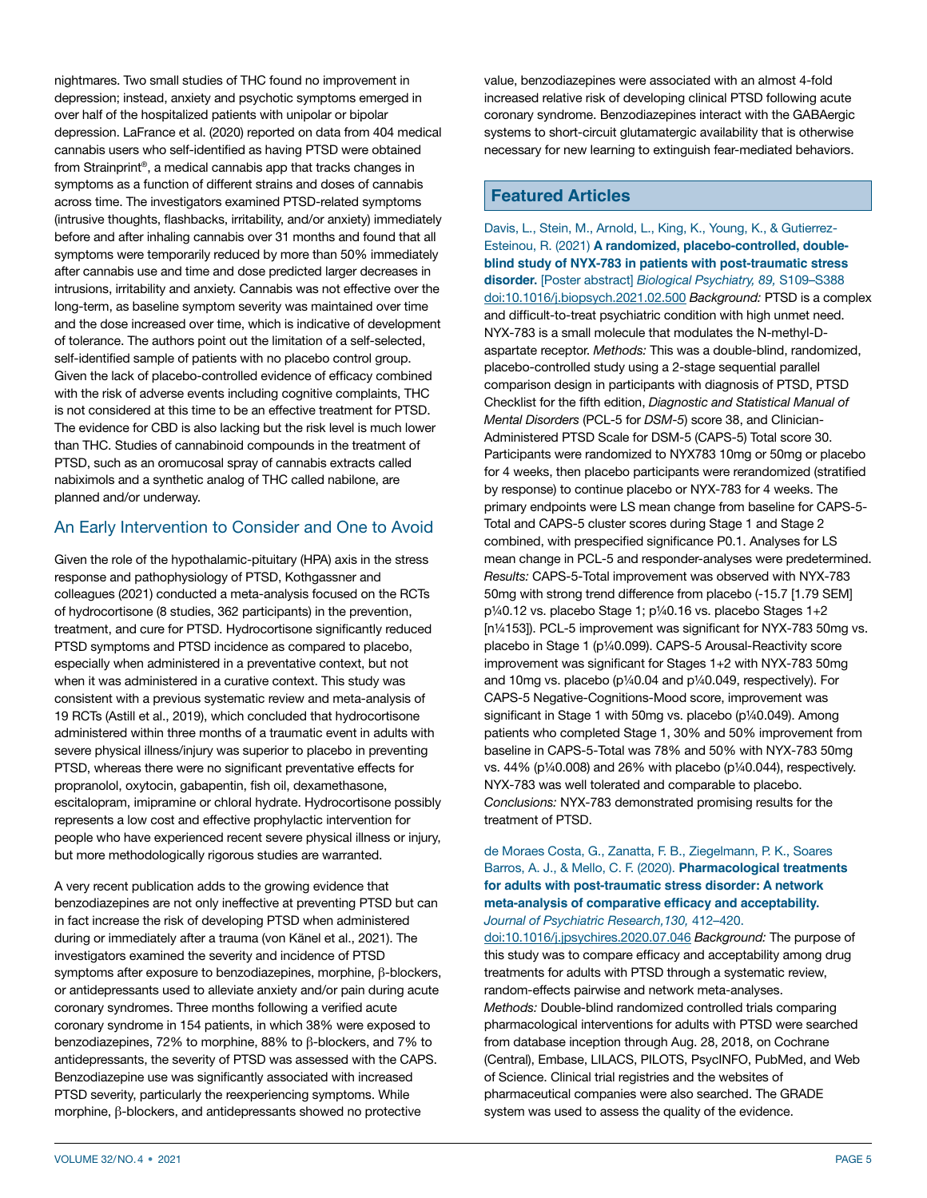nightmares. Two small studies of THC found no improvement in depression; instead, anxiety and psychotic symptoms emerged in over half of the hospitalized patients with unipolar or bipolar depression. LaFrance et al. (2020) reported on data from 404 medical cannabis users who self-identified as having PTSD were obtained from Strainprint®, a medical cannabis app that tracks changes in symptoms as a function of different strains and doses of cannabis across time. The investigators examined PTSD-related symptoms (intrusive thoughts, flashbacks, irritability, and/or anxiety) immediately before and after inhaling cannabis over 31 months and found that all symptoms were temporarily reduced by more than 50% immediately after cannabis use and time and dose predicted larger decreases in intrusions, irritability and anxiety. Cannabis was not effective over the long-term, as baseline symptom severity was maintained over time and the dose increased over time, which is indicative of development of tolerance. The authors point out the limitation of a self-selected, self-identified sample of patients with no placebo control group. Given the lack of placebo-controlled evidence of efficacy combined with the risk of adverse events including cognitive complaints, THC is not considered at this time to be an effective treatment for PTSD. The evidence for CBD is also lacking but the risk level is much lower than THC. Studies of cannabinoid compounds in the treatment of PTSD, such as an oromucosal spray of cannabis extracts called nabiximols and a synthetic analog of THC called nabilone, are planned and/or underway.

## An Early Intervention to Consider and One to Avoid

Given the role of the hypothalamic-pituitary (HPA) axis in the stress response and pathophysiology of PTSD, Kothgassner and colleagues (2021) conducted a meta-analysis focused on the RCTs of hydrocortisone (8 studies, 362 participants) in the prevention, treatment, and cure for PTSD. Hydrocortisone significantly reduced PTSD symptoms and PTSD incidence as compared to placebo, especially when administered in a preventative context, but not when it was administered in a curative context. This study was consistent with a previous systematic review and meta-analysis of 19 RCTs (Astill et al., 2019), which concluded that hydrocortisone administered within three months of a traumatic event in adults with severe physical illness/injury was superior to placebo in preventing PTSD, whereas there were no significant preventative effects for propranolol, oxytocin, gabapentin, fish oil, dexamethasone, escitalopram, imipramine or chloral hydrate. Hydrocortisone possibly represents a low cost and effective prophylactic intervention for people who have experienced recent severe physical illness or injury, but more methodologically rigorous studies are warranted.

A very recent publication adds to the growing evidence that benzodiazepines are not only ineffective at preventing PTSD but can in fact increase the risk of developing PTSD when administered during or immediately after a trauma (von Känel et al., 2021). The investigators examined the severity and incidence of PTSD symptoms after exposure to benzodiazepines, morphine, β-blockers, or antidepressants used to alleviate anxiety and/or pain during acute coronary syndromes. Three months following a verified acute coronary syndrome in 154 patients, in which 38% were exposed to benzodiazepines, 72% to morphine, 88% to β-blockers, and 7% to antidepressants, the severity of PTSD was assessed with the CAPS. Benzodiazepine use was significantly associated with increased PTSD severity, particularly the reexperiencing symptoms. While morphine, β-blockers, and antidepressants showed no protective value, benzodiazepines were associated with an almost 4-fold increased relative risk of developing clinical PTSD following acute coronary syndrome. Benzodiazepines interact with the GABAergic systems to short-circuit glutamatergic availability that is otherwise necessary for new learning to extinguish fear-mediated behaviors.

## Featured Articles

Davis, L., Stein, M., Arnold, L., King, K., Young, K., & Gutierrez-Esteinou, R. (2021) **A randomized, placebo-controlled, double-blind study of NYX-783 in patients with post-traumatic stress disorder.** [Poster abstract] *Biological Psychiatry, 89,* S109–S388 doi:10.1016/j.biopsych.2021.02.500 *Background:* PTSD is a complex and difficult-to-treat psychiatric condition with high unmet need. NYX-783 is a small molecule that modulates the N-methyl-D-aspartate receptor. *Methods:* This was a double-blind, randomized, placebo-controlled study using a 2-stage sequential parallel comparison design in participants with diagnosis of PTSD, PTSD Checklist for the fifth edition, *Diagnostic and Statistical Manual of Mental Disorders* (PCL-5 for *DSM-5*) score 38, and Clinician-Administered PTSD Scale for DSM-5 (CAPS-5) Total score 30. Participants were randomized to NYX783 10mg or 50mg or placebo for 4 weeks, then placebo participants were rerandomized (stratified by response) to continue placebo or NYX-783 for 4 weeks. The primary endpoints were LS mean change from baseline for CAPS-5-Total and CAPS-5 cluster scores during Stage 1 and Stage 2 combined, with prespecified significance P0.1. Analyses for LS mean change in PCL-5 and responder-analyses were predetermined. *Results:* CAPS-5-Total improvement was observed with NYX-783 50mg with strong trend difference from placebo (-15.7 [1.79 SEM] p¼0.12 vs. placebo Stage 1; p¼0.16 vs. placebo Stages 1+2 [n¼153]). PCL-5 improvement was significant for NYX-783 50mg vs. placebo in Stage 1 (p¼0.099). CAPS-5 Arousal-Reactivity score improvement was significant for Stages 1+2 with NYX-783 50mg and 10mg vs. placebo (p¼0.04 and p¼0.049, respectively). For CAPS-5 Negative-Cognitions-Mood score, improvement was significant in Stage 1 with 50mg vs. placebo (p¼0.049). Among patients who completed Stage 1, 30% and 50% improvement from baseline in CAPS-5-Total was 78% and 50% with NYX-783 50mg vs. 44% (p¼0.008) and 26% with placebo (p¼0.044), respectively. NYX-783 was well tolerated and comparable to placebo. *Conclusions:* NYX-783 demonstrated promising results for the treatment of PTSD.

de Moraes Costa, G., Zanatta, F. B., Ziegelmann, P. K., Soares Barros, A. J., & Mello, C. F. (2020). **Pharmacological treatments for adults with post-traumatic stress disorder: A network meta-analysis of comparative efficacy and acceptability.** *Journal of Psychiatric Research,130,* 412–420. doi:10.1016/j.jpsychires.2020.07.046 *Background:* The purpose of this study was to compare efficacy and acceptability among drug treatments for adults with PTSD through a systematic review, random-effects pairwise and network meta-analyses. *Methods:* Double-blind randomized controlled trials comparing pharmacological interventions for adults with PTSD were searched from database inception through Aug. 28, 2018, on Cochrane (Central), Embase, LILACS, PILOTS, PsycINFO, PubMed, and Web of Science. Clinical trial registries and the websites of pharmaceutical companies were also searched. The GRADE system was used to assess the quality of the evidence.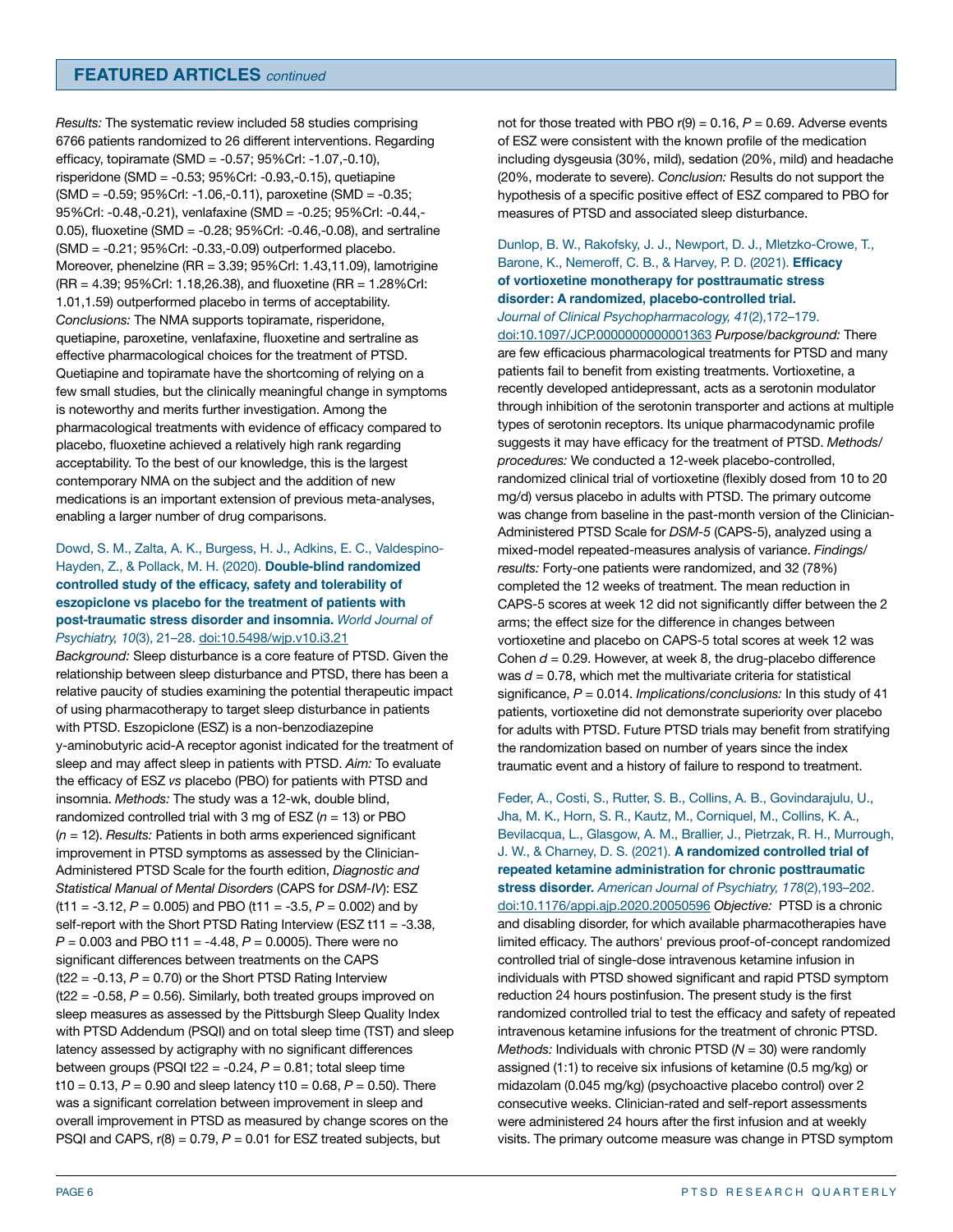*Results:* The systematic review included 58 studies comprising 6766 patients randomized to 26 different interventions. Regarding efficacy, topiramate (SMD = -0.57; 95%CrI: -1.07,-0.10), risperidone (SMD = -0.53; 95%CrI: -0.93,-0.15), quetiapine (SMD = -0.59; 95%CrI: -1.06,-0.11), paroxetine (SMD = -0.35; 95%CrI: -0.48,-0.21), venlafaxine (SMD = -0.25; 95%CrI: -0.44,-0.05), fluoxetine (SMD = -0.28; 95%CrI: -0.46,-0.08), and sertraline (SMD = -0.21; 95%CrI: -0.33,-0.09) outperformed placebo. Moreover, phenelzine (RR = 3.39; 95%CrI: 1.43,11.09), lamotrigine (RR = 4.39; 95%CrI: 1.18,26.38), and fluoxetine (RR = 1.28%CrI: 1.01,1.59) outperformed placebo in terms of acceptability. *Conclusions:* The NMA supports topiramate, risperidone, quetiapine, paroxetine, venlafaxine, fluoxetine and sertraline as effective pharmacological choices for the treatment of PTSD. Quetiapine and topiramate have the shortcoming of relying on a few small studies, but the clinically meaningful change in symptoms is noteworthy and merits further investigation. Among the pharmacological treatments with evidence of efficacy compared to placebo, fluoxetine achieved a relatively high rank regarding acceptability. To the best of our knowledge, this is the largest contemporary NMA on the subject and the addition of new medications is an important extension of previous meta-analyses, enabling a larger number of drug comparisons.

Dowd, S. M., Zalta, A. K., Burgess, H. J., Adkins, E. C., Valdespino-Hayden, Z., & Pollack, M. H. (2020). **Double-blind randomized controlled study of the efficacy, safety and tolerability of eszopiclone vs placebo for the treatment of patients with post-traumatic stress disorder and insomnia.** *World Journal of Psychiatry, 10*(3), 21–28. doi:10.5498/wjp.v10.i3.21 *Background:* Sleep disturbance is a core feature of PTSD. Given the relationship between sleep disturbance and PTSD, there has been a relative paucity of studies examining the potential therapeutic impact of using pharmacotherapy to target sleep disturbance in patients with PTSD. Eszopiclone (ESZ) is a non-benzodiazepine y-aminobutyric acid-A receptor agonist indicated for the treatment of sleep and may affect sleep in patients with PTSD. *Aim:* To evaluate the efficacy of ESZ *vs* placebo (PBO) for patients with PTSD and insomnia. *Methods:* The study was a 12-wk, double blind, randomized controlled trial with 3 mg of ESZ ($n$ = 13) or PBO ($n$ = 12). *Results:* Patients in both arms experienced significant improvement in PTSD symptoms as assessed by the Clinician-Administered PTSD Scale for the fourth edition, *Diagnostic and Statistical Manual of Mental Disorders* (CAPS for *DSM-IV*): ESZ ($t_{11}$ = -3.12, $P$ = 0.005) and PBO ($t_{11}$ = -3.5, $P$ = 0.002) and by self-report with the Short PTSD Rating Interview (ESZ $t_{11}$ = -3.38, $P$ = 0.003 and PBO $t_{11}$ = -4.48, $P$ = 0.0005). There were no significant differences between treatments on the CAPS ($t_{22}$ = -0.13, $P$ = 0.70) or the Short PTSD Rating Interview ($t_{22}$ = -0.58, $P$ = 0.56). Similarly, both treated groups improved on sleep measures as assessed by the Pittsburgh Sleep Quality Index with PTSD Addendum (PSQI) and on total sleep time (TST) and sleep latency assessed by actigraphy with no significant differences between groups (PSQI $t_{22}$ = -0.24, $P$ = 0.81; total sleep time $t_{10}$ = 0.13, $P$ = 0.90 and sleep latency $t_{10}$ = 0.68, $P$ = 0.50). There was a significant correlation between improvement in sleep and overall improvement in PTSD as measured by change scores on the PSQI and CAPS, $r(8)$ = 0.79, $P$ = 0.01 for ESZ treated subjects, but not for those treated with PBO $r(9)$ = 0.16, $P$ = 0.69. Adverse events of ESZ were consistent with the known profile of the medication including dysgeusia (30%, mild), sedation (20%, mild) and headache (20%, moderate to severe). *Conclusion:* Results do not support the hypothesis of a specific positive effect of ESZ compared to PBO for measures of PTSD and associated sleep disturbance.

Dunlop, B. W., Rakofsky, J. J., Newport, D. J., Mletzko-Crowe, T., Barone, K., Nemeroff, C. B., & Harvey, P. D. (2021). **Efficacy of vortioxetine monotherapy for posttraumatic stress disorder: A randomized, placebo-controlled trial.** *Journal of Clinical Psychopharmacology, 41*(2),172–179. doi:10.1097/JCP.0000000000001363 *Purpose/background:* There are few efficacious pharmacological treatments for PTSD and many patients fail to benefit from existing treatments. Vortioxetine, a recently developed antidepressant, acts as a serotonin modulator through inhibition of the serotonin transporter and actions at multiple types of serotonin receptors. Its unique pharmacodynamic profile suggests it may have efficacy for the treatment of PTSD. *Methods/procedures:* We conducted a 12-week placebo-controlled, randomized clinical trial of vortioxetine (flexibly dosed from 10 to 20 mg/d) versus placebo in adults with PTSD. The primary outcome was change from baseline in the past-month version of the Clinician-Administered PTSD Scale for *DSM-5* (CAPS-5), analyzed using a mixed-model repeated-measures analysis of variance. *Findings/results:* Forty-one patients were randomized, and 32 (78%) completed the 12 weeks of treatment. The mean reduction in CAPS-5 scores at week 12 did not significantly differ between the 2 arms; the effect size for the difference in changes between vortioxetine and placebo on CAPS-5 total scores at week 12 was Cohen $d$ = 0.29. However, at week 8, the drug-placebo difference was $d$ = 0.78, which met the multivariate criteria for statistical significance, $P$ = 0.014. *Implications/conclusions:* In this study of 41 patients, vortioxetine did not demonstrate superiority over placebo for adults with PTSD. Future PTSD trials may benefit from stratifying the randomization based on number of years since the index traumatic event and a history of failure to respond to treatment.

Feder, A., Costi, S., Rutter, S. B., Collins, A. B., Govindarajulu, U., Jha, M. K., Horn, S. R., Kautz, M., Corniquel, M., Collins, K. A., Bevilacqua, L., Glasgow, A. M., Brallier, J., Pietrzak, R. H., Murrough, J. W., & Charney, D. S. (2021). **A randomized controlled trial of repeated ketamine administration for chronic posttraumatic stress disorder.** *American Journal of Psychiatry, 178*(2),193–202. doi:10.1176/appi.ajp.2020.20050596 *Objective:* PTSD is a chronic and disabling disorder, for which available pharmacotherapies have limited efficacy. The authors' previous proof-of-concept randomized controlled trial of single-dose intravenous ketamine infusion in individuals with PTSD showed significant and rapid PTSD symptom reduction 24 hours postinfusion. The present study is the first randomized controlled trial to test the efficacy and safety of repeated intravenous ketamine infusions for the treatment of chronic PTSD. *Methods:* Individuals with chronic PTSD ($N$ = 30) were randomly assigned (1:1) to receive six infusions of ketamine (0.5 mg/kg) or midazolam (0.045 mg/kg) (psychoactive placebo control) over 2 consecutive weeks. Clinician-rated and self-report assessments were administered 24 hours after the first infusion and at weekly visits. The primary outcome measure was change in PTSD symptom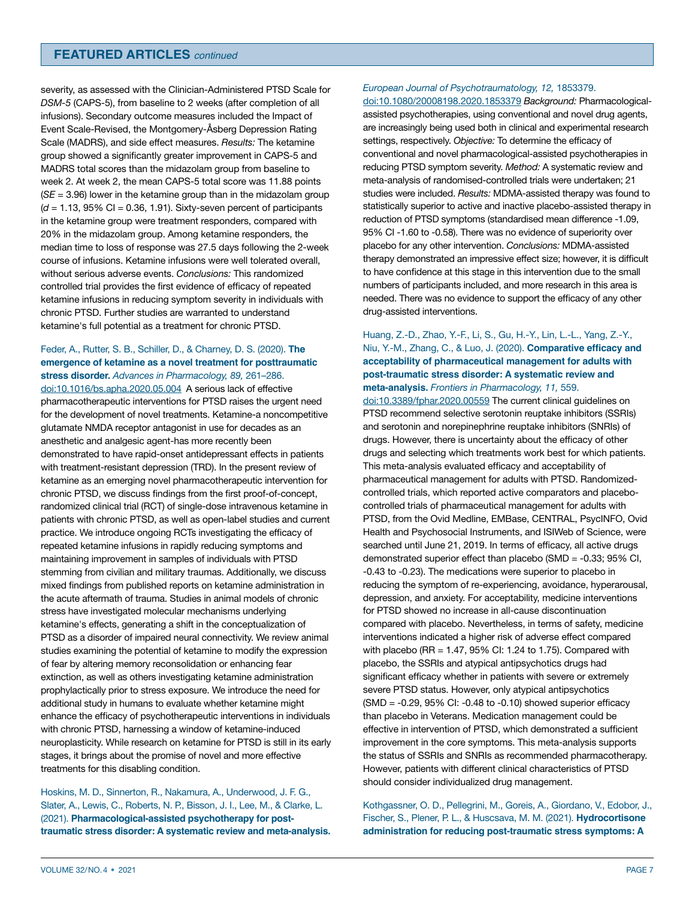severity, as assessed with the Clinician-Administered PTSD Scale for *DSM-5* (CAPS-5), from baseline to 2 weeks (after completion of all infusions). Secondary outcome measures included the Impact of Event Scale-Revised, the Montgomery-Åsberg Depression Rating Scale (MADRS), and side effect measures. *Results:* The ketamine group showed a significantly greater improvement in CAPS-5 and MADRS total scores than the midazolam group from baseline to week 2. At week 2, the mean CAPS-5 total score was 11.88 points ($SE$ = 3.96) lower in the ketamine group than in the midazolam group ($d$ = 1.13, 95% CI = 0.36, 1.91). Sixty-seven percent of participants in the ketamine group were treatment responders, compared with 20% in the midazolam group. Among ketamine responders, the median time to loss of response was 27.5 days following the 2-week course of infusions. Ketamine infusions were well tolerated overall, without serious adverse events. *Conclusions:* This randomized controlled trial provides the first evidence of efficacy of repeated ketamine infusions in reducing symptom severity in individuals with chronic PTSD. Further studies are warranted to understand ketamine's full potential as a treatment for chronic PTSD.

Feder, A., Rutter, S. B., Schiller, D., & Charney, D. S. (2020). **The emergence of ketamine as a novel treatment for posttraumatic stress disorder.** *Advances in Pharmacology, 89,* 261–286. doi:10.1016/bs.apha.2020.05.004 A serious lack of effective pharmacotherapeutic interventions for PTSD raises the urgent need for the development of novel treatments. Ketamine-a noncompetitive glutamate NMDA receptor antagonist in use for decades as an anesthetic and analgesic agent-has more recently been demonstrated to have rapid-onset antidepressant effects in patients with treatment-resistant depression (TRD). In the present review of ketamine as an emerging novel pharmacotherapeutic intervention for chronic PTSD, we discuss findings from the first proof-of-concept, randomized clinical trial (RCT) of single-dose intravenous ketamine in patients with chronic PTSD, as well as open-label studies and current practice. We introduce ongoing RCTs investigating the efficacy of repeated ketamine infusions in rapidly reducing symptoms and maintaining improvement in samples of individuals with PTSD stemming from civilian and military traumas. Additionally, we discuss mixed findings from published reports on ketamine administration in the acute aftermath of trauma. Studies in animal models of chronic stress have investigated molecular mechanisms underlying ketamine's effects, generating a shift in the conceptualization of PTSD as a disorder of impaired neural connectivity. We review animal studies examining the potential of ketamine to modify the expression of fear by altering memory reconsolidation or enhancing fear extinction, as well as others investigating ketamine administration prophylactically prior to stress exposure. We introduce the need for additional study in humans to evaluate whether ketamine might enhance the efficacy of psychotherapeutic interventions in individuals with chronic PTSD, harnessing a window of ketamine-induced neuroplasticity. While research on ketamine for PTSD is still in its early stages, it brings about the promise of novel and more effective treatments for this disabling condition.

Hoskins, M. D., Sinnerton, R., Nakamura, A., Underwood, J. F. G., Slater, A., Lewis, C., Roberts, N. P., Bisson, J. I., Lee, M., & Clarke, L. (2021). **Pharmacological-assisted psychotherapy for post-traumatic stress disorder: A systematic review and meta-analysis.** *European Journal of Psychotraumatology, 12,* 1853379. doi:10.1080/20008198.2020.1853379 *Background:* Pharmacological-assisted psychotherapies, using conventional and novel drug agents, are increasingly being used both in clinical and experimental research settings, respectively. *Objective:* To determine the efficacy of conventional and novel pharmacological-assisted psychotherapies in reducing PTSD symptom severity. *Method:* A systematic review and meta-analysis of randomised-controlled trials were undertaken; 21 studies were included. *Results:* MDMA-assisted therapy was found to statistically superior to active and inactive placebo-assisted therapy in reduction of PTSD symptoms (standardised mean difference -1.09, 95% CI -1.60 to -0.58). There was no evidence of superiority over placebo for any other intervention. *Conclusions:* MDMA-assisted therapy demonstrated an impressive effect size; however, it is difficult to have confidence at this stage in this intervention due to the small numbers of participants included, and more research in this area is needed. There was no evidence to support the efficacy of any other drug-assisted interventions.

Huang, Z.-D., Zhao, Y.-F., Li, S., Gu, H.-Y., Lin, L.-L., Yang, Z.-Y., Niu, Y.-M., Zhang, C., & Luo, J. (2020). **Comparative efficacy and acceptability of pharmaceutical management for adults with post-traumatic stress disorder: A systematic review and meta-analysis.** *Frontiers in Pharmacology, 11,* 559. doi:10.3389/fphar.2020.00559 The current clinical guidelines on PTSD recommend selective serotonin reuptake inhibitors (SSRIs) and serotonin and norepinephrine reuptake inhibitors (SNRIs) of drugs. However, there is uncertainty about the efficacy of other drugs and selecting which treatments work best for which patients. This meta-analysis evaluated efficacy and acceptability of pharmaceutical management for adults with PTSD. Randomized-controlled trials, which reported active comparators and placebo-controlled trials of pharmaceutical management for adults with PTSD, from the Ovid Medline, EMBase, CENTRAL, PsycINFO, Ovid Health and Psychosocial Instruments, and ISIWeb of Science, were searched until June 21, 2019. In terms of efficacy, all active drugs demonstrated superior effect than placebo (SMD = -0.33; 95% CI, -0.43 to -0.23). The medications were superior to placebo in reducing the symptom of re-experiencing, avoidance, hyperarousal, depression, and anxiety. For acceptability, medicine interventions for PTSD showed no increase in all-cause discontinuation compared with placebo. Nevertheless, in terms of safety, medicine interventions indicated a higher risk of adverse effect compared with placebo (RR = 1.47, 95% CI: 1.24 to 1.75). Compared with placebo, the SSRIs and atypical antipsychotics drugs had significant efficacy whether in patients with severe or extremely severe PTSD status. However, only atypical antipsychotics (SMD = -0.29, 95% CI: -0.48 to -0.10) showed superior efficacy than placebo in Veterans. Medication management could be effective in intervention of PTSD, which demonstrated a sufficient improvement in the core symptoms. This meta-analysis supports the status of SSRIs and SNRIs as recommended pharmacotherapy. However, patients with different clinical characteristics of PTSD should consider individualized drug management.

Kothgassner, O. D., Pellegrini, M., Goreis, A., Giordano, V., Edobor, J., Fischer, S., Plener, P. L., & Huscsava, M. M. (2021). **Hydrocortisone administration for reducing post-traumatic stress symptoms: A**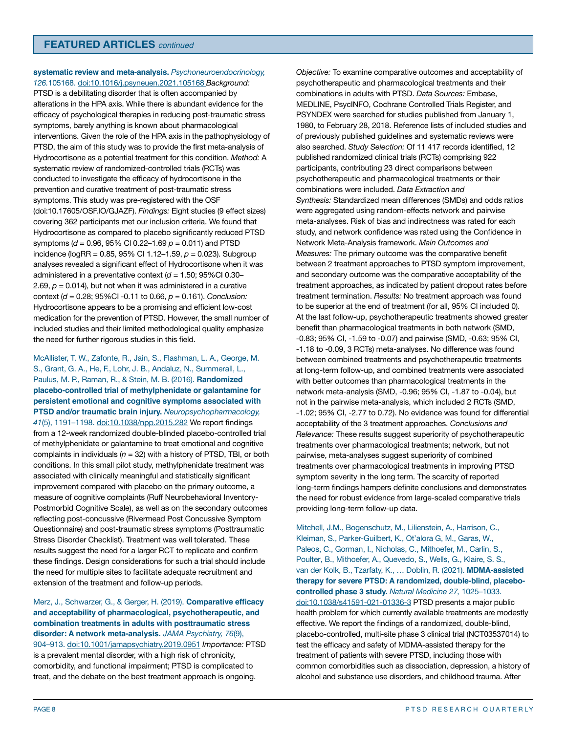## FEATURED ARTICLES *continued*

**systematic review and meta-analysis.** *Psychoneuroendocrinology, 126.*105168. doi:10.1016/j.psyneuen.2021.105168 *Background:* PTSD is a debilitating disorder that is often accompanied by alterations in the HPA axis. While there is abundant evidence for the efficacy of psychological therapies in reducing post-traumatic stress symptoms, barely anything is known about pharmacological interventions. Given the role of the HPA axis in the pathophysiology of PTSD, the aim of this study was to provide the first meta-analysis of Hydrocortisone as a potential treatment for this condition. *Method:* A systematic review of randomized-controlled trials (RCTs) was conducted to investigate the efficacy of hydrocortisone in the prevention and curative treatment of post-traumatic stress symptoms. This study was pre-registered with the OSF (doi:10.17605/OSF.IO/GJAZF). *Findings:* Eight studies (9 effect sizes) covering 362 participants met our inclusion criteria. We found that Hydrocortisone as compared to placebo significantly reduced PTSD symptoms ($d$ = 0.96, 95% CI 0.22–1.69 $p$ = 0.011) and PTSD incidence (logRR = 0.85, 95% CI 1.12–1.59, $p$ = 0.023). Subgroup analyses revealed a significant effect of Hydrocortisone when it was administered in a preventative context ($d$ = 1.50; 95%CI 0.30–2.69, $p$ = 0.014), but not when it was administered in a curative context ($d$ = 0.28; 95%CI -0.11 to 0.66, $p$ = 0.161). *Conclusion:* Hydrocortisone appears to be a promising and efficient low-cost medication for the prevention of PTSD. However, the small number of included studies and their limited methodological quality emphasize the need for further rigorous studies in this field.

McAllister, T. W., Zafonte, R., Jain, S., Flashman, L. A., George, M. S., Grant, G. A., He, F., Lohr, J. B., Andaluz, N., Summerall, L., Paulus, M. P., Raman, R., & Stein, M. B. (2016). **Randomized placebo-controlled trial of methylphenidate or galantamine for persistent emotional and cognitive symptoms associated with PTSD and/or traumatic brain injury.** *Neuropsychopharmacology, 41*(5), 1191–1198. doi:10.1038/npp.2015.282 We report findings from a 12-week randomized double-blinded placebo-controlled trial of methylphenidate or galantamine to treat emotional and cognitive complaints in individuals ($n$ = 32) with a history of PTSD, TBI, or both conditions. In this small pilot study, methylphenidate treatment was associated with clinically meaningful and statistically significant improvement compared with placebo on the primary outcome, a measure of cognitive complaints (Ruff Neurobehavioral Inventory-Postmorbid Cognitive Scale), as well as on the secondary outcomes reflecting post-concussive (Rivermead Post Concussive Symptom Questionnaire) and post-traumatic stress symptoms (Posttraumatic Stress Disorder Checklist). Treatment was well tolerated. These results suggest the need for a larger RCT to replicate and confirm these findings. Design considerations for such a trial should include the need for multiple sites to facilitate adequate recruitment and extension of the treatment and follow-up periods.

Merz, J., Schwarzer, G., & Gerger, H. (2019). **Comparative efficacy and acceptability of pharmacological, psychotherapeutic, and combination treatments in adults with posttraumatic stress disorder: A network meta-analysis.** *JAMA Psychiatry, 76*(9), 904–913. doi:10.1001/jamapsychiatry.2019.0951 *Importance:* PTSD is a prevalent mental disorder, with a high risk of chronicity, comorbidity, and functional impairment; PTSD is complicated to treat, and the debate on the best treatment approach is ongoing. *Objective:* To examine comparative outcomes and acceptability of psychotherapeutic and pharmacological treatments and their combinations in adults with PTSD. *Data Sources:* Embase, MEDLINE, PsycINFO, Cochrane Controlled Trials Register, and PSYNDEX were searched for studies published from January 1, 1980, to February 28, 2018. Reference lists of included studies and of previously published guidelines and systematic reviews were also searched. *Study Selection:* Of 11 417 records identified, 12 published randomized clinical trials (RCTs) comprising 922 participants, contributing 23 direct comparisons between psychotherapeutic and pharmacological treatments or their combinations were included. *Data Extraction and Synthesis:* Standardized mean differences (SMDs) and odds ratios were aggregated using random-effects network and pairwise meta-analyses. Risk of bias and indirectness was rated for each study, and network confidence was rated using the Confidence in Network Meta-Analysis framework. *Main Outcomes and Measures:* The primary outcome was the comparative benefit between 2 treatment approaches to PTSD symptom improvement, and secondary outcome was the comparative acceptability of the treatment approaches, as indicated by patient dropout rates before treatment termination. *Results:* No treatment approach was found to be superior at the end of treatment (for all, 95% CI included 0). At the last follow-up, psychotherapeutic treatments showed greater benefit than pharmacological treatments in both network (SMD, -0.83; 95% CI, -1.59 to -0.07) and pairwise (SMD, -0.63; 95% CI, -1.18 to -0.09, 3 RCTs) meta-analyses. No difference was found between combined treatments and psychotherapeutic treatments at long-term follow-up, and combined treatments were associated with better outcomes than pharmacological treatments in the network meta-analysis (SMD, -0.96; 95% CI, -1.87 to -0.04), but not in the pairwise meta-analysis, which included 2 RCTs (SMD, -1.02; 95% CI, -2.77 to 0.72). No evidence was found for differential acceptability of the 3 treatment approaches. *Conclusions and Relevance:* These results suggest superiority of psychotherapeutic treatments over pharmacological treatments; network, but not pairwise, meta-analyses suggest superiority of combined treatments over pharmacological treatments in improving PTSD symptom severity in the long term. The scarcity of reported long-term findings hampers definite conclusions and demonstrates the need for robust evidence from large-scaled comparative trials providing long-term follow-up data.

Mitchell, J.M., Bogenschutz, M., Lilienstein, A., Harrison, C., Kleiman, S., Parker-Guilbert, K., Ot'alora G, M., Garas, W., Paleos, C., Gorman, I., Nicholas, C., Mithoefer, M., Carlin, S., Poulter, B., Mithoefer, A., Quevedo, S., Wells, G., Klaire, S. S., van der Kolk, B., Tzarfaty, K., … Doblin, R. (2021). **MDMA-assisted therapy for severe PTSD: A randomized, double-blind, placebo-controlled phase 3 study.** *Natural Medicine 27,* 1025–1033. doi:10.1038/s41591-021-01336-3 PTSD presents a major public health problem for which currently available treatments are modestly effective. We report the findings of a randomized, double-blind, placebo-controlled, multi-site phase 3 clinical trial (NCT03537014) to test the efficacy and safety of MDMA-assisted therapy for the treatment of patients with severe PTSD, including those with common comorbidities such as dissociation, depression, a history of alcohol and substance use disorders, and childhood trauma. After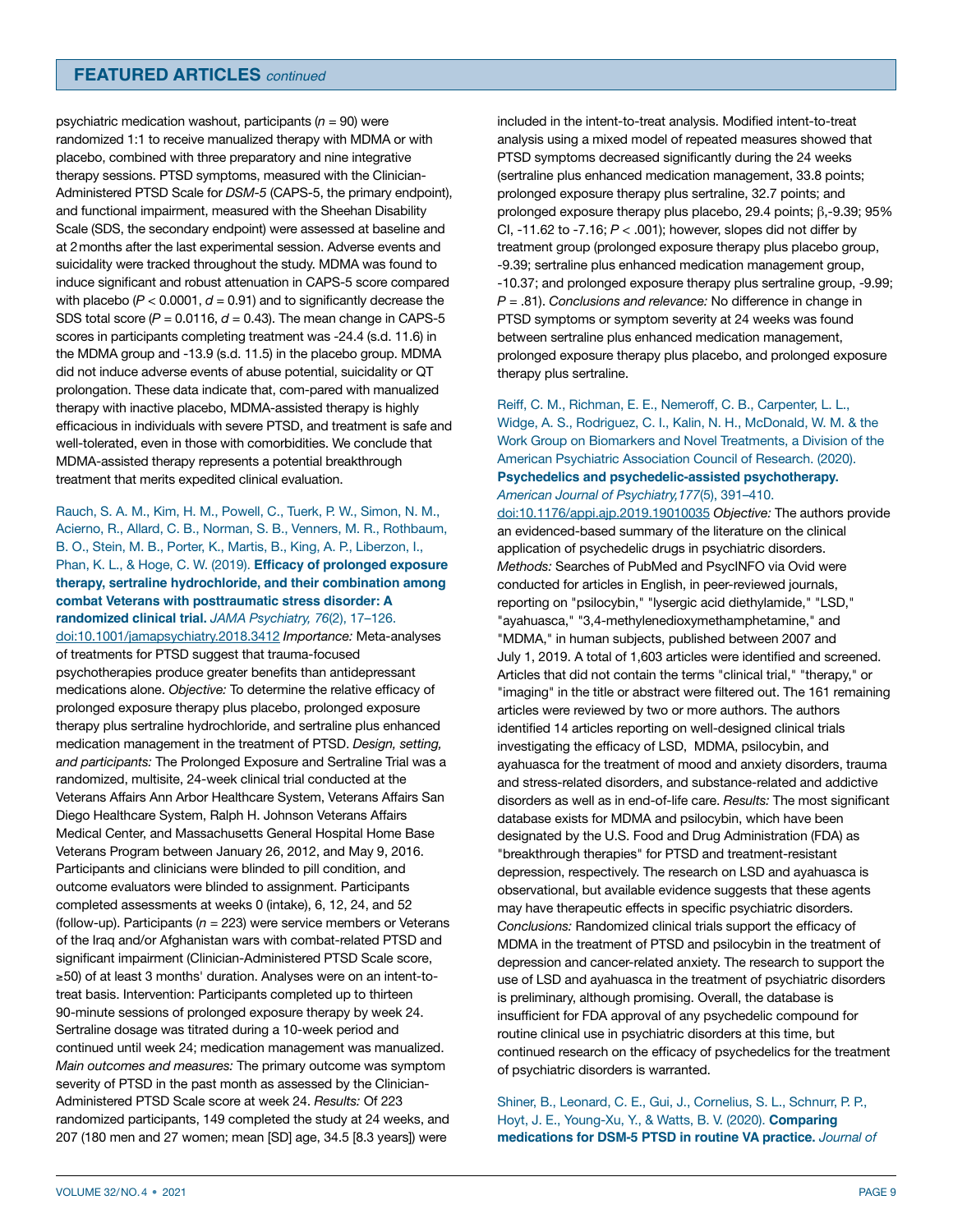## FEATURED ARTICLES *continued*

psychiatric medication washout, participants ($n$ = 90) were randomized 1:1 to receive manualized therapy with MDMA or with placebo, combined with three preparatory and nine integrative therapy sessions. PTSD symptoms, measured with the Clinician-Administered PTSD Scale for *DSM-5* (CAPS-5, the primary endpoint), and functional impairment, measured with the Sheehan Disability Scale (SDS, the secondary endpoint) were assessed at baseline and at 2 months after the last experimental session. Adverse events and suicidality were tracked throughout the study. MDMA was found to induce significant and robust attenuation in CAPS-5 score compared with placebo ($P < 0.0001$, $d = 0.91$) and to significantly decrease the SDS total score ($P = 0.0116$, $d = 0.43$). The mean change in CAPS-5 scores in participants completing treatment was -24.4 (s.d. 11.6) in the MDMA group and -13.9 (s.d. 11.5) in the placebo group. MDMA did not induce adverse events of abuse potential, suicidality or QT prolongation. These data indicate that, com-pared with manualized therapy with inactive placebo, MDMA-assisted therapy is highly efficacious in individuals with severe PTSD, and treatment is safe and well-tolerated, even in those with comorbidities. We conclude that MDMA-assisted therapy represents a potential breakthrough treatment that merits expedited clinical evaluation.

Rauch, S. A. M., Kim, H. M., Powell, C., Tuerk, P. W., Simon, N. M., Acierno, R., Allard, C. B., Norman, S. B., Venners, M. R., Rothbaum, B. O., Stein, M. B., Porter, K., Martis, B., King, A. P., Liberzon, I., Phan, K. L., & Hoge, C. W. (2019). **Efficacy of prolonged exposure therapy, sertraline hydrochloride, and their combination among combat Veterans with posttraumatic stress disorder: A randomized clinical trial.** *JAMA Psychiatry, 76*(2), 17–126. doi:10.1001/jamapsychiatry.2018.3412 *Importance:* Meta-analyses of treatments for PTSD suggest that trauma-focused psychotherapies produce greater benefits than antidepressant medications alone. *Objective:* To determine the relative efficacy of prolonged exposure therapy plus placebo, prolonged exposure therapy plus sertraline hydrochloride, and sertraline plus enhanced medication management in the treatment of PTSD. *Design, setting, and participants:* The Prolonged Exposure and Sertraline Trial was a randomized, multisite, 24-week clinical trial conducted at the Veterans Affairs Ann Arbor Healthcare System, Veterans Affairs San Diego Healthcare System, Ralph H. Johnson Veterans Affairs Medical Center, and Massachusetts General Hospital Home Base Veterans Program between January 26, 2012, and May 9, 2016. Participants and clinicians were blinded to pill condition, and outcome evaluators were blinded to assignment. Participants completed assessments at weeks 0 (intake), 6, 12, 24, and 52 (follow-up). Participants ($n$ = 223) were service members or Veterans of the Iraq and/or Afghanistan wars with combat-related PTSD and significant impairment (Clinician-Administered PTSD Scale score, ≥50) of at least 3 months' duration. Analyses were on an intent-to-treat basis. Intervention: Participants completed up to thirteen 90-minute sessions of prolonged exposure therapy by week 24. Sertraline dosage was titrated during a 10-week period and continued until week 24; medication management was manualized. *Main outcomes and measures:* The primary outcome was symptom severity of PTSD in the past month as assessed by the Clinician-Administered PTSD Scale score at week 24. *Results:* Of 223 randomized participants, 149 completed the study at 24 weeks, and 207 (180 men and 27 women; mean [SD] age, 34.5 [8.3 years]) were included in the intent-to-treat analysis. Modified intent-to-treat analysis using a mixed model of repeated measures showed that PTSD symptoms decreased significantly during the 24 weeks (sertraline plus enhanced medication management, 33.8 points; prolonged exposure therapy plus sertraline, 32.7 points; and prolonged exposure therapy plus placebo, 29.4 points; $\beta$,-9.39; 95% CI, -11.62 to -7.16; $P < .001$); however, slopes did not differ by treatment group (prolonged exposure therapy plus placebo group, -9.39; sertraline plus enhanced medication management group, -10.37; and prolonged exposure therapy plus sertraline group, -9.99; $P = .81$). *Conclusions and relevance:* No difference in change in PTSD symptoms or symptom severity at 24 weeks was found between sertraline plus enhanced medication management, prolonged exposure therapy plus placebo, and prolonged exposure therapy plus sertraline.

Reiff, C. M., Richman, E. E., Nemeroff, C. B., Carpenter, L. L., Widge, A. S., Rodriguez, C. I., Kalin, N. H., McDonald, W. M. & the Work Group on Biomarkers and Novel Treatments, a Division of the American Psychiatric Association Council of Research. (2020). **Psychedelics and psychedelic-assisted psychotherapy.** *American Journal of Psychiatry,177*(5), 391–410. doi:10.1176/appi.ajp.2019.19010035 *Objective:* The authors provide an evidenced-based summary of the literature on the clinical application of psychedelic drugs in psychiatric disorders. *Methods:* Searches of PubMed and PsycINFO via Ovid were conducted for articles in English, in peer-reviewed journals, reporting on "psilocybin," "lysergic acid diethylamide," "LSD," "ayahuasca," "3,4-methylenedioxymethamphetamine," and "MDMA," in human subjects, published between 2007 and July 1, 2019. A total of 1,603 articles were identified and screened. Articles that did not contain the terms "clinical trial," "therapy," or "imaging" in the title or abstract were filtered out. The 161 remaining articles were reviewed by two or more authors. The authors identified 14 articles reporting on well-designed clinical trials investigating the efficacy of LSD, MDMA, psilocybin, and ayahuasca for the treatment of mood and anxiety disorders, trauma and stress-related disorders, and substance-related and addictive disorders as well as in end-of-life care. *Results:* The most significant database exists for MDMA and psilocybin, which have been designated by the U.S. Food and Drug Administration (FDA) as "breakthrough therapies" for PTSD and treatment-resistant depression, respectively. The research on LSD and ayahuasca is observational, but available evidence suggests that these agents may have therapeutic effects in specific psychiatric disorders. *Conclusions:* Randomized clinical trials support the efficacy of MDMA in the treatment of PTSD and psilocybin in the treatment of depression and cancer-related anxiety. The research to support the use of LSD and ayahuasca in the treatment of psychiatric disorders is preliminary, although promising. Overall, the database is insufficient for FDA approval of any psychedelic compound for routine clinical use in psychiatric disorders at this time, but continued research on the efficacy of psychedelics for the treatment of psychiatric disorders is warranted.

Shiner, B., Leonard, C. E., Gui, J., Cornelius, S. L., Schnurr, P. P., Hoyt, J. E., Young-Xu, Y., & Watts, B. V. (2020). **Comparing medications for DSM-5 PTSD in routine VA practice.** *Journal of*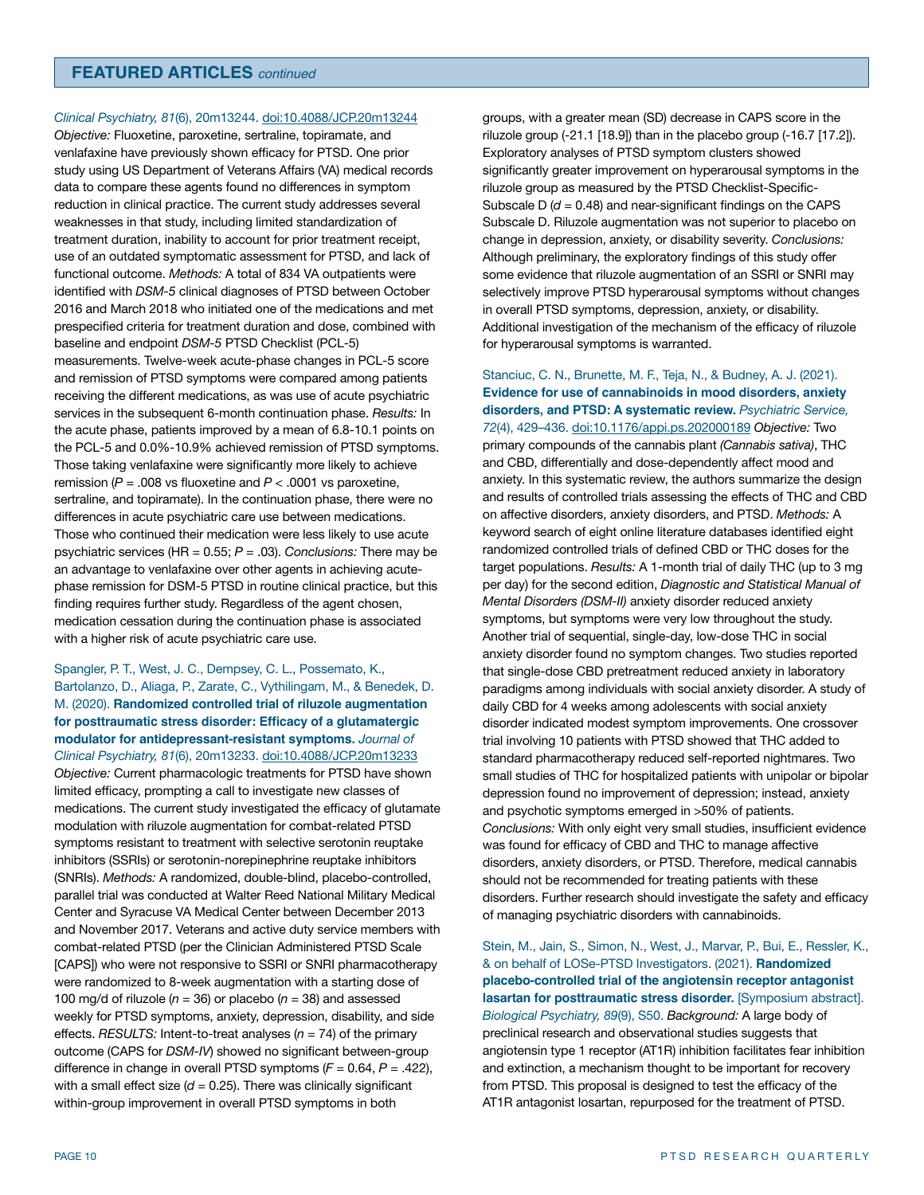## FEATURED ARTICLES *continued*

*Clinical Psychiatry, 81*(6), 20m13244. doi:10.4088/JCP.20m13244 *Objective:* Fluoxetine, paroxetine, sertraline, topiramate, and venlafaxine have previously shown efficacy for PTSD. One prior study using US Department of Veterans Affairs (VA) medical records data to compare these agents found no differences in symptom reduction in clinical practice. The current study addresses several weaknesses in that study, including limited standardization of treatment duration, inability to account for prior treatment receipt, use of an outdated symptomatic assessment for PTSD, and lack of functional outcome. *Methods:* A total of 834 VA outpatients were identified with *DSM-5* clinical diagnoses of PTSD between October 2016 and March 2018 who initiated one of the medications and met prespecified criteria for treatment duration and dose, combined with baseline and endpoint *DSM-5* PTSD Checklist (PCL-5) measurements. Twelve-week acute-phase changes in PCL-5 score and remission of PTSD symptoms were compared among patients receiving the different medications, as was use of acute psychiatric services in the subsequent 6-month continuation phase. *Results:* In the acute phase, patients improved by a mean of 6.8-10.1 points on the PCL-5 and 0.0%-10.9% achieved remission of PTSD symptoms. Those taking venlafaxine were significantly more likely to achieve remission ($P = .008$ vs fluoxetine and $P < .0001$ vs paroxetine, sertraline, and topiramate). In the continuation phase, there were no differences in acute psychiatric care use between medications. Those who continued their medication were less likely to use acute psychiatric services (HR = 0.55; $P = .03$). *Conclusions:* There may be an advantage to venlafaxine over other agents in achieving acute-phase remission for DSM-5 PTSD in routine clinical practice, but this finding requires further study. Regardless of the agent chosen, medication cessation during the continuation phase is associated with a higher risk of acute psychiatric care use.

Spangler, P. T., West, J. C., Dempsey, C. L., Possemato, K., Bartolanzo, D., Aliaga, P., Zarate, C., Vythilingam, M., & Benedek, D. M. (2020). **Randomized controlled trial of riluzole augmentation for posttraumatic stress disorder: Efficacy of a glutamatergic modulator for antidepressant-resistant symptoms.** *Journal of Clinical Psychiatry, 81*(6), 20m13233. doi:10.4088/JCP.20m13233 *Objective:* Current pharmacologic treatments for PTSD have shown limited efficacy, prompting a call to investigate new classes of medications. The current study investigated the efficacy of glutamate modulation with riluzole augmentation for combat-related PTSD symptoms resistant to treatment with selective serotonin reuptake inhibitors (SSRIs) or serotonin-norepinephrine reuptake inhibitors (SNRIs). *Methods:* A randomized, double-blind, placebo-controlled, parallel trial was conducted at Walter Reed National Military Medical Center and Syracuse VA Medical Center between December 2013 and November 2017. Veterans and active duty service members with combat-related PTSD (per the Clinician Administered PTSD Scale [CAPS]) who were not responsive to SSRI or SNRI pharmacotherapy were randomized to 8-week augmentation with a starting dose of 100 mg/d of riluzole ($n = 36$) or placebo ($n = 38$) and assessed weekly for PTSD symptoms, anxiety, depression, disability, and side effects. *RESULTS:* Intent-to-treat analyses ($n = 74$) of the primary outcome (CAPS for *DSM-IV*) showed no significant between-group difference in change in overall PTSD symptoms ($F = 0.64$, $P = .422$), with a small effect size ($d = 0.25$). There was clinically significant within-group improvement in overall PTSD symptoms in both groups, with a greater mean (SD) decrease in CAPS score in the riluzole group (-21.1 [18.9]) than in the placebo group (-16.7 [17.2]). Exploratory analyses of PTSD symptom clusters showed significantly greater improvement on hyperarousal symptoms in the riluzole group as measured by the PTSD Checklist-Specific-Subscale D ($d = 0.48$) and near-significant findings on the CAPS Subscale D. Riluzole augmentation was not superior to placebo on change in depression, anxiety, or disability severity. *Conclusions:* Although preliminary, the exploratory findings of this study offer some evidence that riluzole augmentation of an SSRI or SNRI may selectively improve PTSD hyperarousal symptoms without changes in overall PTSD symptoms, depression, anxiety, or disability. Additional investigation of the mechanism of the efficacy of riluzole for hyperarousal symptoms is warranted.

Stanciuc, C. N., Brunette, M. F., Teja, N., & Budney, A. J. (2021). **Evidence for use of cannabinoids in mood disorders, anxiety disorders, and PTSD: A systematic review.** *Psychiatric Service, 72*(4), 429–436. doi:10.1176/appi.ps.202000189 *Objective:* Two primary compounds of the cannabis plant *(Cannabis sativa)*, THC and CBD, differentially and dose-dependently affect mood and anxiety. In this systematic review, the authors summarize the design and results of controlled trials assessing the effects of THC and CBD on affective disorders, anxiety disorders, and PTSD. *Methods:* A keyword search of eight online literature databases identified eight randomized controlled trials of defined CBD or THC doses for the target populations. *Results:* A 1-month trial of daily THC (up to 3 mg per day) for the second edition, *Diagnostic and Statistical Manual of Mental Disorders (DSM-II)* anxiety disorder reduced anxiety symptoms, but symptoms were very low throughout the study. Another trial of sequential, single-day, low-dose THC in social anxiety disorder found no symptom changes. Two studies reported that single-dose CBD pretreatment reduced anxiety in laboratory paradigms among individuals with social anxiety disorder. A study of daily CBD for 4 weeks among adolescents with social anxiety disorder indicated modest symptom improvements. One crossover trial involving 10 patients with PTSD showed that THC added to standard pharmacotherapy reduced self-reported nightmares. Two small studies of THC for hospitalized patients with unipolar or bipolar depression found no improvement of depression; instead, anxiety and psychotic symptoms emerged in >50% of patients. *Conclusions:* With only eight very small studies, insufficient evidence was found for efficacy of CBD and THC to manage affective disorders, anxiety disorders, or PTSD. Therefore, medical cannabis should not be recommended for treating patients with these disorders. Further research should investigate the safety and efficacy of managing psychiatric disorders with cannabinoids.

Stein, M., Jain, S., Simon, N., West, J., Marvar, P., Bui, E., Ressler, K., & on behalf of LOSe-PTSD Investigators. (2021). **Randomized placebo-controlled trial of the angiotensin receptor antagonist lasartan for posttraumatic stress disorder.** [Symposium abstract]. *Biological Psychiatry, 89*(9), S50. *Background:* A large body of preclinical research and observational studies suggests that angiotensin type 1 receptor (AT1R) inhibition facilitates fear inhibition and extinction, a mechanism thought to be important for recovery from PTSD. This proposal is designed to test the efficacy of the AT1R antagonist losartan, repurposed for the treatment of PTSD.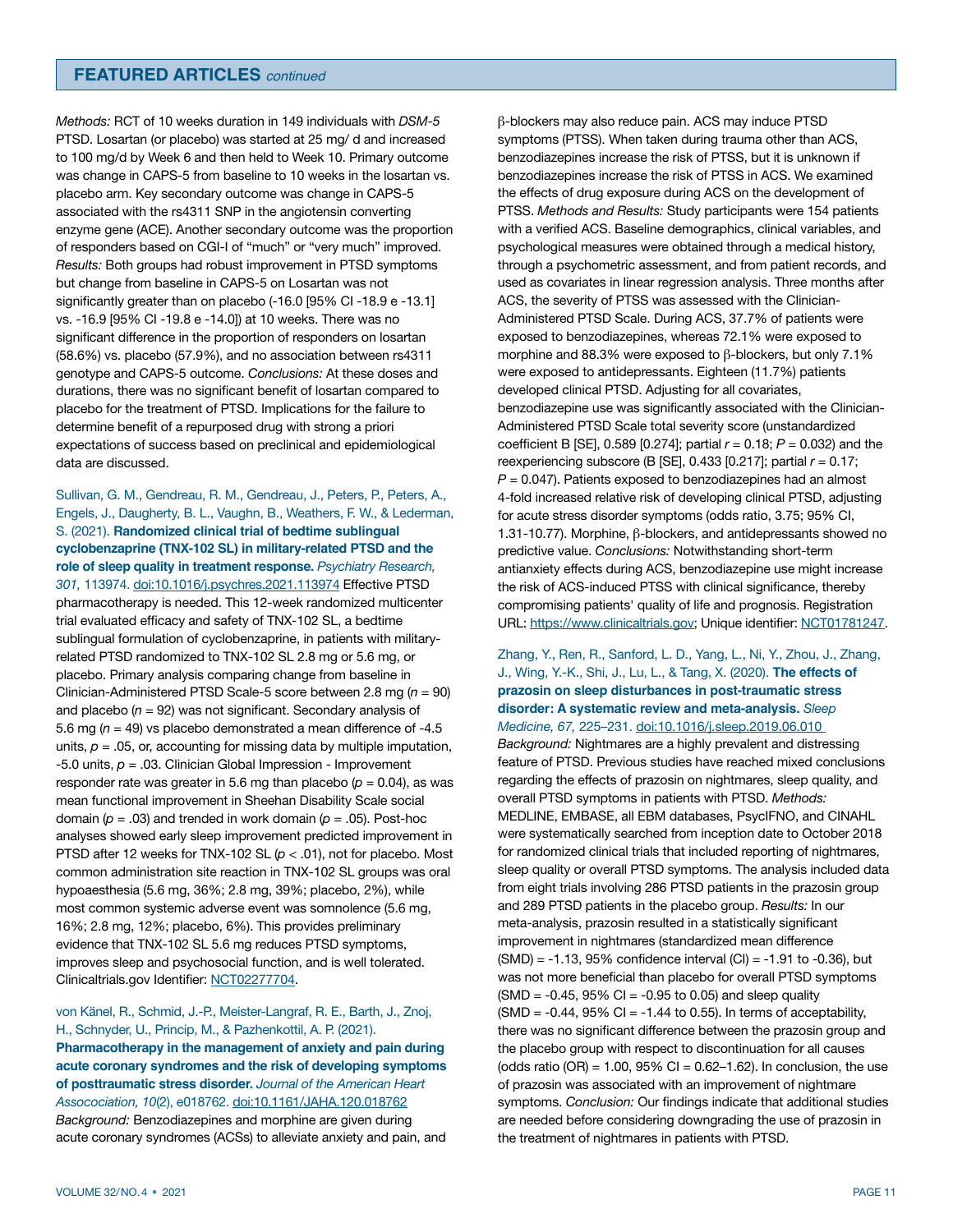## FEATURED ARTICLES *continued*

*Methods:* RCT of 10 weeks duration in 149 individuals with *DSM-5* PTSD. Losartan (or placebo) was started at 25 mg/ d and increased to 100 mg/d by Week 6 and then held to Week 10. Primary outcome was change in CAPS-5 from baseline to 10 weeks in the losartan vs. placebo arm. Key secondary outcome was change in CAPS-5 associated with the rs4311 SNP in the angiotensin converting enzyme gene (ACE). Another secondary outcome was the proportion of responders based on CGI-I of "much" or "very much" improved. *Results:* Both groups had robust improvement in PTSD symptoms but change from baseline in CAPS-5 on Losartan was not significantly greater than on placebo (-16.0 [95% CI -18.9 e -13.1] vs. -16.9 [95% CI -19.8 e -14.0]) at 10 weeks. There was no significant difference in the proportion of responders on losartan (58.6%) vs. placebo (57.9%), and no association between rs4311 genotype and CAPS-5 outcome. *Conclusions:* At these doses and durations, there was no significant benefit of losartan compared to placebo for the treatment of PTSD. Implications for the failure to determine benefit of a repurposed drug with strong a priori expectations of success based on preclinical and epidemiological data are discussed.

Sullivan, G. M., Gendreau, R. M., Gendreau, J., Peters, P., Peters, A., Engels, J., Daugherty, B. L., Vaughn, B., Weathers, F. W., & Lederman, S. (2021). **Randomized clinical trial of bedtime sublingual cyclobenzaprine (TNX-102 SL) in military-related PTSD and the role of sleep quality in treatment response.** *Psychiatry Research, 301,* 113974. doi:10.1016/j.psychres.2021.113974 Effective PTSD pharmacotherapy is needed. This 12-week randomized multicenter trial evaluated efficacy and safety of TNX-102 SL, a bedtime sublingual formulation of cyclobenzaprine, in patients with military-related PTSD randomized to TNX-102 SL 2.8 mg or 5.6 mg, or placebo. Primary analysis comparing change from baseline in Clinician-Administered PTSD Scale-5 score between 2.8 mg ($n = 90$) and placebo ($n = 92$) was not significant. Secondary analysis of 5.6 mg ($n = 49$) vs placebo demonstrated a mean difference of -4.5 units, $p = .05$, or, accounting for missing data by multiple imputation, -5.0 units, $p = .03$. Clinician Global Impression - Improvement responder rate was greater in 5.6 mg than placebo ($p = 0.04$), as was mean functional improvement in Sheehan Disability Scale social domain ($p = .03$) and trended in work domain ($p = .05$). Post-hoc analyses showed early sleep improvement predicted improvement in PTSD after 12 weeks for TNX-102 SL ($p < .01$), not for placebo. Most common administration site reaction in TNX-102 SL groups was oral hypoaesthesia (5.6 mg, 36%; 2.8 mg, 39%; placebo, 2%), while most common systemic adverse event was somnolence (5.6 mg, 16%; 2.8 mg, 12%; placebo, 6%). This provides preliminary evidence that TNX-102 SL 5.6 mg reduces PTSD symptoms, improves sleep and psychosocial function, and is well tolerated. Clinicaltrials.gov Identifier: NCT02277704.

von Känel, R., Schmid, J.-P., Meister-Langraf, R. E., Barth, J., Znoj, H., Schnyder, U., Princip, M., & Pazhenkottil, A. P. (2021). **Pharmacotherapy in the management of anxiety and pain during acute coronary syndromes and the risk of developing symptoms of posttraumatic stress disorder.** *Journal of the American Heart Assocociation, 10*(2), e018762. doi:10.1161/JAHA.120.018762 *Background:* Benzodiazepines and morphine are given during acute coronary syndromes (ACSs) to alleviate anxiety and pain, and β-blockers may also reduce pain. ACS may induce PTSD symptoms (PTSS). When taken during trauma other than ACS, benzodiazepines increase the risk of PTSS, but it is unknown if benzodiazepines increase the risk of PTSS in ACS. We examined the effects of drug exposure during ACS on the development of PTSS. *Methods and Results:* Study participants were 154 patients with a verified ACS. Baseline demographics, clinical variables, and psychological measures were obtained through a medical history, through a psychometric assessment, and from patient records, and used as covariates in linear regression analysis. Three months after ACS, the severity of PTSS was assessed with the Clinician-Administered PTSD Scale. During ACS, 37.7% of patients were exposed to benzodiazepines, whereas 72.1% were exposed to morphine and 88.3% were exposed to β-blockers, but only 7.1% were exposed to antidepressants. Eighteen (11.7%) patients developed clinical PTSD. Adjusting for all covariates, benzodiazepine use was significantly associated with the Clinician-Administered PTSD Scale total severity score (unstandardized coefficient B [SE], 0.589 [0.274]; partial $r = 0.18$; $P = 0.032$) and the reexperiencing subscore (B [SE], 0.433 [0.217]; partial $r = 0.17$; $P = 0.047$). Patients exposed to benzodiazepines had an almost 4-fold increased relative risk of developing clinical PTSD, adjusting for acute stress disorder symptoms (odds ratio, 3.75; 95% CI, 1.31-10.77). Morphine, β-blockers, and antidepressants showed no predictive value. *Conclusions:* Notwithstanding short-term antianxiety effects during ACS, benzodiazepine use might increase the risk of ACS-induced PTSS with clinical significance, thereby compromising patients' quality of life and prognosis. Registration URL: https://www.clinicaltrials.gov; Unique identifier: NCT01781247.

Zhang, Y., Ren, R., Sanford, L. D., Yang, L., Ni, Y., Zhou, J., Zhang, J., Wing, Y.-K., Shi, J., Lu, L., & Tang, X. (2020). **The effects of prazosin on sleep disturbances in post-traumatic stress disorder: A systematic review and meta-analysis.** *Sleep Medicine, 67,* 225–231. doi:10.1016/j.sleep.2019.06.010 *Background:* Nightmares are a highly prevalent and distressing feature of PTSD. Previous studies have reached mixed conclusions regarding the effects of prazosin on nightmares, sleep quality, and overall PTSD symptoms in patients with PTSD. *Methods:* MEDLINE, EMBASE, all EBM databases, PsycIFNO, and CINAHL were systematically searched from inception date to October 2018 for randomized clinical trials that included reporting of nightmares, sleep quality or overall PTSD symptoms. The analysis included data from eight trials involving 286 PTSD patients in the prazosin group and 289 PTSD patients in the placebo group. *Results:* In our meta-analysis, prazosin resulted in a statistically significant improvement in nightmares (standardized mean difference (SMD) = -1.13, 95% confidence interval (CI) = -1.91 to -0.36), but was not more beneficial than placebo for overall PTSD symptoms (SMD = -0.45, 95% CI = -0.95 to 0.05) and sleep quality (SMD = -0.44, 95% CI = -1.44 to 0.55). In terms of acceptability, there was no significant difference between the prazosin group and the placebo group with respect to discontinuation for all causes (odds ratio (OR) = 1.00, 95% CI = 0.62–1.62). In conclusion, the use of prazosin was associated with an improvement of nightmare symptoms. *Conclusion:* Our findings indicate that additional studies are needed before considering downgrading the use of prazosin in the treatment of nightmares in patients with PTSD.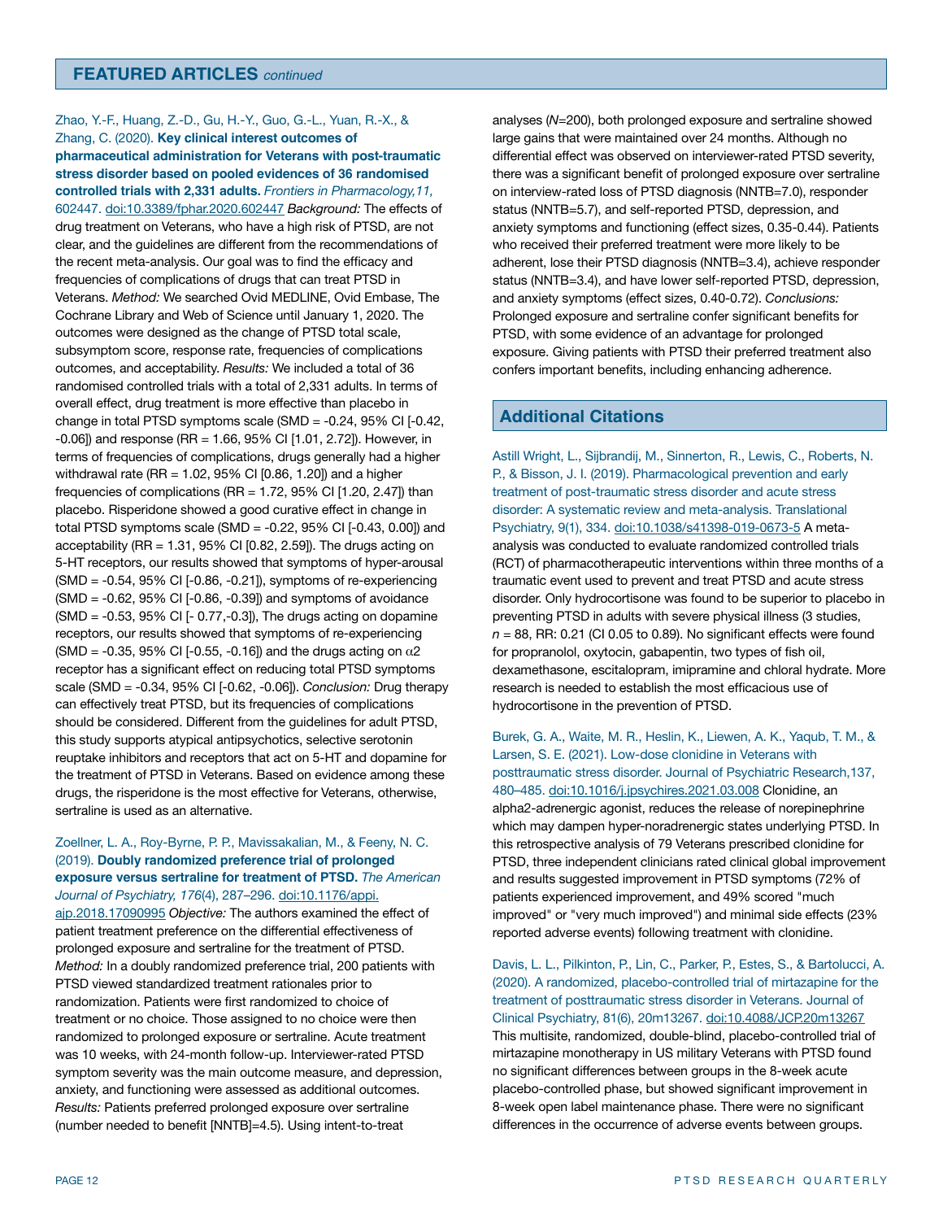## FEATURED ARTICLES *continued*

Zhao, Y.-F., Huang, Z.-D., Gu, H.-Y., Guo, G.-L., Yuan, R.-X., & Zhang, C. (2020). **Key clinical interest outcomes of pharmaceutical administration for Veterans with post-traumatic stress disorder based on pooled evidences of 36 randomised controlled trials with 2,331 adults.** *Frontiers in Pharmacology, 11,* 602447. doi:10.3389/fphar.2020.602447 *Background:* The effects of drug treatment on Veterans, who have a high risk of PTSD, are not clear, and the guidelines are different from the recommendations of the recent meta-analysis. Our goal was to find the efficacy and frequencies of complications of drugs that can treat PTSD in Veterans. *Method:* We searched Ovid MEDLINE, Ovid Embase, The Cochrane Library and Web of Science until January 1, 2020. The outcomes were designed as the change of PTSD total scale, subsymptom score, response rate, frequencies of complications outcomes, and acceptability. *Results:* We included a total of 36 randomised controlled trials with a total of 2,331 adults. In terms of overall effect, drug treatment is more effective than placebo in change in total PTSD symptoms scale (SMD = -0.24, 95% CI [-0.42, -0.06]) and response (RR = 1.66, 95% CI [1.01, 2.72]). However, in terms of frequencies of complications, drugs generally had a higher withdrawal rate (RR = 1.02, 95% CI [0.86, 1.20]) and a higher frequencies of complications (RR = 1.72, 95% CI [1.20, 2.47]) than placebo. Risperidone showed a good curative effect in change in total PTSD symptoms scale (SMD = -0.22, 95% CI [-0.43, 0.00]) and acceptability (RR = 1.31, 95% CI [0.82, 2.59]). The drugs acting on 5-HT receptors, our results showed that symptoms of hyper-arousal (SMD = -0.54, 95% CI [-0.86, -0.21]), symptoms of re-experiencing (SMD = -0.62, 95% CI [-0.86, -0.39]) and symptoms of avoidance (SMD = -0.53, 95% CI [- 0.77,-0.3]), The drugs acting on dopamine receptors, our results showed that symptoms of re-experiencing (SMD = -0.35, 95% CI [-0.55, -0.16]) and the drugs acting on $\alpha 2$ receptor has a significant effect on reducing total PTSD symptoms scale (SMD = -0.34, 95% CI [-0.62, -0.06]). *Conclusion:* Drug therapy can effectively treat PTSD, but its frequencies of complications should be considered. Different from the guidelines for adult PTSD, this study supports atypical antipsychotics, selective serotonin reuptake inhibitors and receptors that act on 5-HT and dopamine for the treatment of PTSD in Veterans. Based on evidence among these drugs, the risperidone is the most effective for Veterans, otherwise, sertraline is used as an alternative.

Zoellner, L. A., Roy-Byrne, P. P., Mavissakalian, M., & Feeny, N. C. (2019). **Doubly randomized preference trial of prolonged exposure versus sertraline for treatment of PTSD.** *The American Journal of Psychiatry, 176*(4), 287–296. doi:10.1176/appi.ajp.2018.17090995 *Objective:* The authors examined the effect of patient treatment preference on the differential effectiveness of prolonged exposure and sertraline for the treatment of PTSD. *Method:* In a doubly randomized preference trial, 200 patients with PTSD viewed standardized treatment rationales prior to randomization. Patients were first randomized to choice of treatment or no choice. Those assigned to no choice were then randomized to prolonged exposure or sertraline. Acute treatment was 10 weeks, with 24-month follow-up. Interviewer-rated PTSD symptom severity was the main outcome measure, and depression, anxiety, and functioning were assessed as additional outcomes. *Results:* Patients preferred prolonged exposure over sertraline (number needed to benefit [NNTB]=4.5). Using intent-to-treat analyses (*N*=200), both prolonged exposure and sertraline showed large gains that were maintained over 24 months. Although no differential effect was observed on interviewer-rated PTSD severity, there was a significant benefit of prolonged exposure over sertraline on interview-rated loss of PTSD diagnosis (NNTB=7.0), responder status (NNTB=5.7), and self-reported PTSD, depression, and anxiety symptoms and functioning (effect sizes, 0.35-0.44). Patients who received their preferred treatment were more likely to be adherent, lose their PTSD diagnosis (NNTB=3.4), achieve responder status (NNTB=3.4), and have lower self-reported PTSD, depression, and anxiety symptoms (effect sizes, 0.40-0.72). *Conclusions:* Prolonged exposure and sertraline confer significant benefits for PTSD, with some evidence of an advantage for prolonged exposure. Giving patients with PTSD their preferred treatment also confers important benefits, including enhancing adherence.

## Additional Citations

Astill Wright, L., Sijbrandij, M., Sinnerton, R., Lewis, C., Roberts, N. P., & Bisson, J. I. (2019). Pharmacological prevention and early treatment of post-traumatic stress disorder and acute stress disorder: A systematic review and meta-analysis. Translational Psychiatry, 9(1), 334. doi:10.1038/s41398-019-0673-5 A meta-analysis was conducted to evaluate randomized controlled trials (RCT) of pharmacotherapeutic interventions within three months of a traumatic event used to prevent and treat PTSD and acute stress disorder. Only hydrocortisone was found to be superior to placebo in preventing PTSD in adults with severe physical illness (3 studies, *n* = 88, RR: 0.21 (CI 0.05 to 0.89). No significant effects were found for propranolol, oxytocin, gabapentin, two types of fish oil, dexamethasone, escitalopram, imipramine and chloral hydrate. More research is needed to establish the most efficacious use of hydrocortisone in the prevention of PTSD.

Burek, G. A., Waite, M. R., Heslin, K., Liewen, A. K., Yaqub, T. M., & Larsen, S. E. (2021). Low-dose clonidine in Veterans with posttraumatic stress disorder. Journal of Psychiatric Research, 137, 480–485. doi:10.1016/j.jpsychires.2021.03.008 Clonidine, an alpha2-adrenergic agonist, reduces the release of norepinephrine which may dampen hyper-noradrenergic states underlying PTSD. In this retrospective analysis of 79 Veterans prescribed clonidine for PTSD, three independent clinicians rated clinical global improvement and results suggested improvement in PTSD symptoms (72% of patients experienced improvement, and 49% scored "much improved" or "very much improved") and minimal side effects (23% reported adverse events) following treatment with clonidine.

Davis, L. L., Pilkinton, P., Lin, C., Parker, P., Estes, S., & Bartolucci, A. (2020). A randomized, placebo-controlled trial of mirtazapine for the treatment of posttraumatic stress disorder in Veterans. Journal of Clinical Psychiatry, 81(6), 20m13267. doi:10.4088/JCP.20m13267 This multisite, randomized, double-blind, placebo-controlled trial of mirtazapine monotherapy in US military Veterans with PTSD found no significant differences between groups in the 8-week acute placebo-controlled phase, but showed significant improvement in 8-week open label maintenance phase. There were no significant differences in the occurrence of adverse events between groups.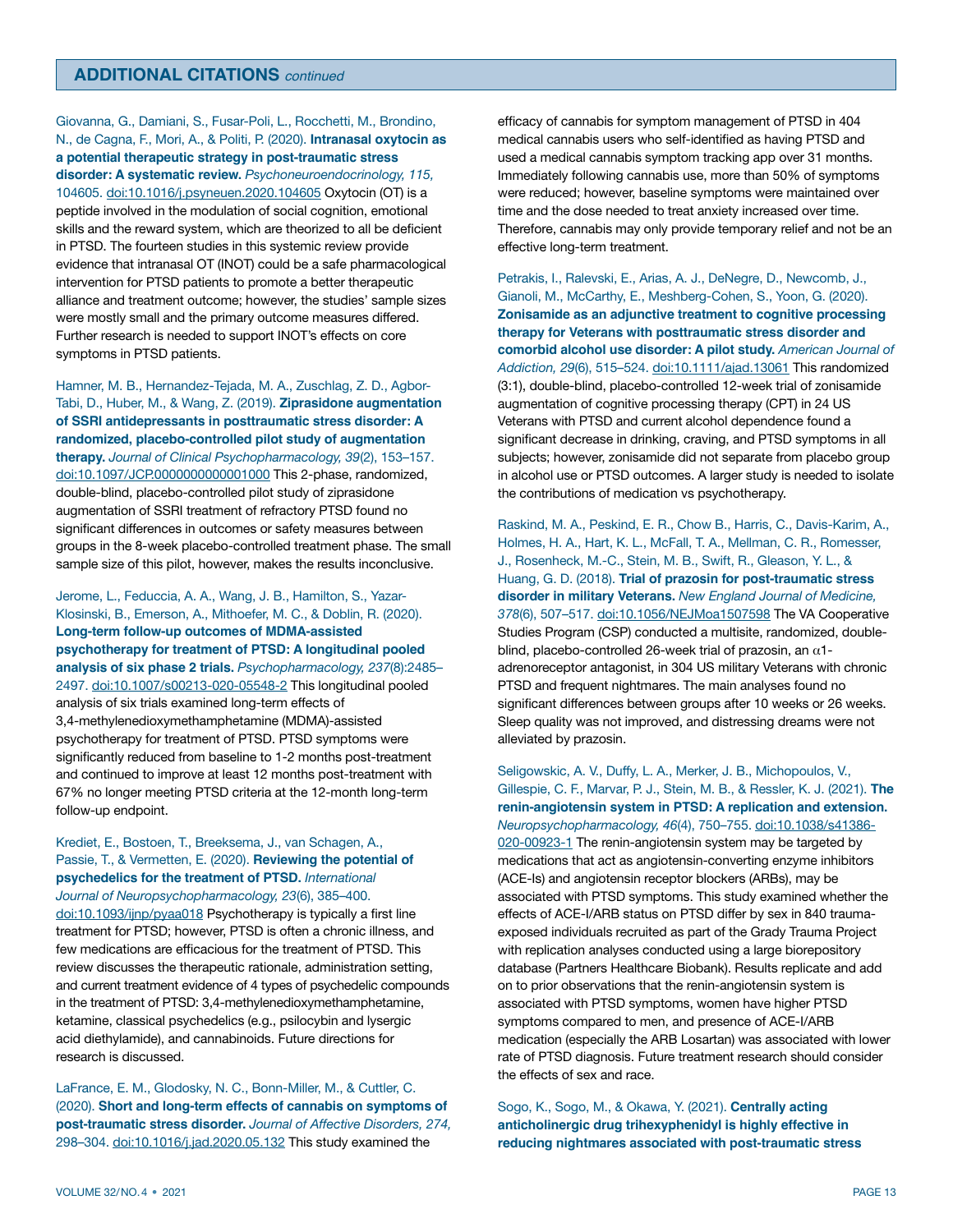## ADDITIONAL CITATIONS *continued*

Giovanna, G., Damiani, S., Fusar-Poli, L., Rocchetti, M., Brondino, N., de Cagna, F., Mori, A., & Politi, P. (2020). **Intranasal oxytocin as a potential therapeutic strategy in post-traumatic stress disorder: A systematic review.** *Psychoneuroendocrinology, 115,* 104605. doi:10.1016/j.psyneuen.2020.104605 Oxytocin (OT) is a peptide involved in the modulation of social cognition, emotional skills and the reward system, which are theorized to all be deficient in PTSD. The fourteen studies in this systemic review provide evidence that intranasal OT (INOT) could be a safe pharmacological intervention for PTSD patients to promote a better therapeutic alliance and treatment outcome; however, the studies' sample sizes were mostly small and the primary outcome measures differed. Further research is needed to support INOT's effects on core symptoms in PTSD patients.

Hamner, M. B., Hernandez-Tejada, M. A., Zuschlag, Z. D., Agbor-Tabi, D., Huber, M., & Wang, Z. (2019). **Ziprasidone augmentation of SSRI antidepressants in posttraumatic stress disorder: A randomized, placebo-controlled pilot study of augmentation therapy.** *Journal of Clinical Psychopharmacology, 39*(2), 153–157. doi:10.1097/JCP.0000000000001000 This 2-phase, randomized, double-blind, placebo-controlled pilot study of ziprasidone augmentation of SSRI treatment of refractory PTSD found no significant differences in outcomes or safety measures between groups in the 8-week placebo-controlled treatment phase. The small sample size of this pilot, however, makes the results inconclusive.

Jerome, L., Feduccia, A. A., Wang, J. B., Hamilton, S., Yazar-Klosinski, B., Emerson, A., Mithoefer, M. C., & Doblin, R. (2020). **Long-term follow-up outcomes of MDMA-assisted psychotherapy for treatment of PTSD: A longitudinal pooled analysis of six phase 2 trials.** *Psychopharmacology, 237*(8):2485–2497. doi:10.1007/s00213-020-05548-2 This longitudinal pooled analysis of six trials examined long-term effects of 3,4-methylenedioxymethamphetamine (MDMA)-assisted psychotherapy for treatment of PTSD. PTSD symptoms were significantly reduced from baseline to 1-2 months post-treatment and continued to improve at least 12 months post-treatment with 67% no longer meeting PTSD criteria at the 12-month long-term follow-up endpoint.

Krediet, E., Bostoen, T., Breeksema, J., van Schagen, A., Passie, T., & Vermetten, E. (2020). **Reviewing the potential of psychedelics for the treatment of PTSD.** *International Journal of Neuropsychopharmacology, 23*(6), 385–400. doi:10.1093/ijnp/pyaa018 Psychotherapy is typically a first line treatment for PTSD; however, PTSD is often a chronic illness, and few medications are efficacious for the treatment of PTSD. This review discusses the therapeutic rationale, administration setting, and current treatment evidence of 4 types of psychedelic compounds in the treatment of PTSD: 3,4-methylenedioxymethamphetamine, ketamine, classical psychedelics (e.g., psilocybin and lysergic acid diethylamide), and cannabinoids. Future directions for research is discussed.

LaFrance, E. M., Glodosky, N. C., Bonn-Miller, M., & Cuttler, C. (2020). **Short and long-term effects of cannabis on symptoms of post-traumatic stress disorder.** *Journal of Affective Disorders, 274,* 298–304. doi:10.1016/j.jad.2020.05.132 This study examined the efficacy of cannabis for symptom management of PTSD in 404 medical cannabis users who self-identified as having PTSD and used a medical cannabis symptom tracking app over 31 months. Immediately following cannabis use, more than 50% of symptoms were reduced; however, baseline symptoms were maintained over time and the dose needed to treat anxiety increased over time. Therefore, cannabis may only provide temporary relief and not be an effective long-term treatment.

Petrakis, I., Ralevski, E., Arias, A. J., DeNegre, D., Newcomb, J., Gianoli, M., McCarthy, E., Meshberg-Cohen, S., Yoon, G. (2020). **Zonisamide as an adjunctive treatment to cognitive processing therapy for Veterans with posttraumatic stress disorder and comorbid alcohol use disorder: A pilot study.** *American Journal of Addiction, 29*(6), 515–524. doi:10.1111/ajad.13061 This randomized (3:1), double-blind, placebo-controlled 12-week trial of zonisamide augmentation of cognitive processing therapy (CPT) in 24 US Veterans with PTSD and current alcohol dependence found a significant decrease in drinking, craving, and PTSD symptoms in all subjects; however, zonisamide did not separate from placebo group in alcohol use or PTSD outcomes. A larger study is needed to isolate the contributions of medication vs psychotherapy.

Raskind, M. A., Peskind, E. R., Chow B., Harris, C., Davis-Karim, A., Holmes, H. A., Hart, K. L., McFall, T. A., Mellman, C. R., Romesser, J., Rosenheck, M.-C., Stein, M. B., Swift, R., Gleason, Y. L., & Huang, G. D. (2018). **Trial of prazosin for post-traumatic stress disorder in military Veterans.** *New England Journal of Medicine, 378*(6), 507–517. doi:10.1056/NEJMoa1507598 The VA Cooperative Studies Program (CSP) conducted a multisite, randomized, double-blind, placebo-controlled 26-week trial of prazosin, an $\alpha$1-adrenoreceptor antagonist, in 304 US military Veterans with chronic PTSD and frequent nightmares. The main analyses found no significant differences between groups after 10 weeks or 26 weeks. Sleep quality was not improved, and distressing dreams were not alleviated by prazosin.

Seligowskic, A. V., Duffy, L. A., Merker, J. B., Michopoulos, V., Gillespie, C. F., Marvar, P. J., Stein, M. B., & Ressler, K. J. (2021). **The renin-angiotensin system in PTSD: A replication and extension.** *Neuropsychopharmacology, 46*(4), 750–755. doi:10.1038/s41386-020-00923-1 The renin-angiotensin system may be targeted by medications that act as angiotensin-converting enzyme inhibitors (ACE-Is) and angiotensin receptor blockers (ARBs), may be associated with PTSD symptoms. This study examined whether the effects of ACE-I/ARB status on PTSD differ by sex in 840 trauma-exposed individuals recruited as part of the Grady Trauma Project with replication analyses conducted using a large biorepository database (Partners Healthcare Biobank). Results replicate and add on to prior observations that the renin-angiotensin system is associated with PTSD symptoms, women have higher PTSD symptoms compared to men, and presence of ACE-I/ARB medication (especially the ARB Losartan) was associated with lower rate of PTSD diagnosis. Future treatment research should consider the effects of sex and race.

Sogo, K., Sogo, M., & Okawa, Y. (2021). **Centrally acting anticholinergic drug trihexyphenidyl is highly effective in reducing nightmares associated with post-traumatic stress**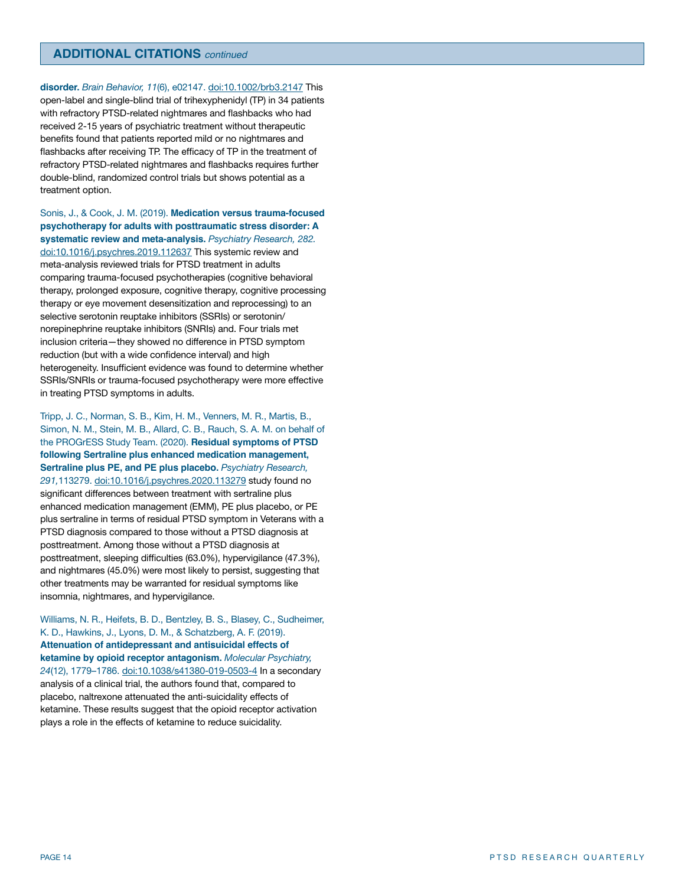## ADDITIONAL CITATIONS *continued*

**disorder.** *Brain Behavior, 11*(6), e02147. doi:10.1002/brb3.2147 This open-label and single-blind trial of trihexyphenidyl (TP) in 34 patients with refractory PTSD-related nightmares and flashbacks who had received 2-15 years of psychiatric treatment without therapeutic benefits found that patients reported mild or no nightmares and flashbacks after receiving TP. The efficacy of TP in the treatment of refractory PTSD-related nightmares and flashbacks requires further double-blind, randomized control trials but shows potential as a treatment option.

Sonis, J., & Cook, J. M. (2019). **Medication versus trauma-focused psychotherapy for adults with posttraumatic stress disorder: A systematic review and meta-analysis.** *Psychiatry Research, 282.* doi:10.1016/j.psychres.2019.112637 This systemic review and meta-analysis reviewed trials for PTSD treatment in adults comparing trauma-focused psychotherapies (cognitive behavioral therapy, prolonged exposure, cognitive therapy, cognitive processing therapy or eye movement desensitization and reprocessing) to an selective serotonin reuptake inhibitors (SSRIs) or serotonin/norepinephrine reuptake inhibitors (SNRIs) and. Four trials met inclusion criteria—they showed no difference in PTSD symptom reduction (but with a wide confidence interval) and high heterogeneity. Insufficient evidence was found to determine whether SSRIs/SNRIs or trauma-focused psychotherapy were more effective in treating PTSD symptoms in adults.

Tripp, J. C., Norman, S. B., Kim, H. M., Venners, M. R., Martis, B., Simon, N. M., Stein, M. B., Allard, C. B., Rauch, S. A. M. on behalf of the PROGrESS Study Team. (2020). **Residual symptoms of PTSD following Sertraline plus enhanced medication management, Sertraline plus PE, and PE plus placebo.** *Psychiatry Research, 291,*113279. doi:10.1016/j.psychres.2020.113279 study found no significant differences between treatment with sertraline plus enhanced medication management (EMM), PE plus placebo, or PE plus sertraline in terms of residual PTSD symptom in Veterans with a PTSD diagnosis compared to those without a PTSD diagnosis at posttreatment. Among those without a PTSD diagnosis at posttreatment, sleeping difficulties (63.0%), hypervigilance (47.3%), and nightmares (45.0%) were most likely to persist, suggesting that other treatments may be warranted for residual symptoms like insomnia, nightmares, and hypervigilance.

Williams, N. R., Heifets, B. D., Bentzley, B. S., Blasey, C., Sudheimer, K. D., Hawkins, J., Lyons, D. M., & Schatzberg, A. F. (2019). **Attenuation of antidepressant and antisuicidal effects of ketamine by opioid receptor antagonism.** *Molecular Psychiatry, 24*(12), 1779–1786. doi:10.1038/s41380-019-0503-4 In a secondary analysis of a clinical trial, the authors found that, compared to placebo, naltrexone attenuated the anti-suicidality effects of ketamine. These results suggest that the opioid receptor activation plays a role in the effects of ketamine to reduce suicidality.